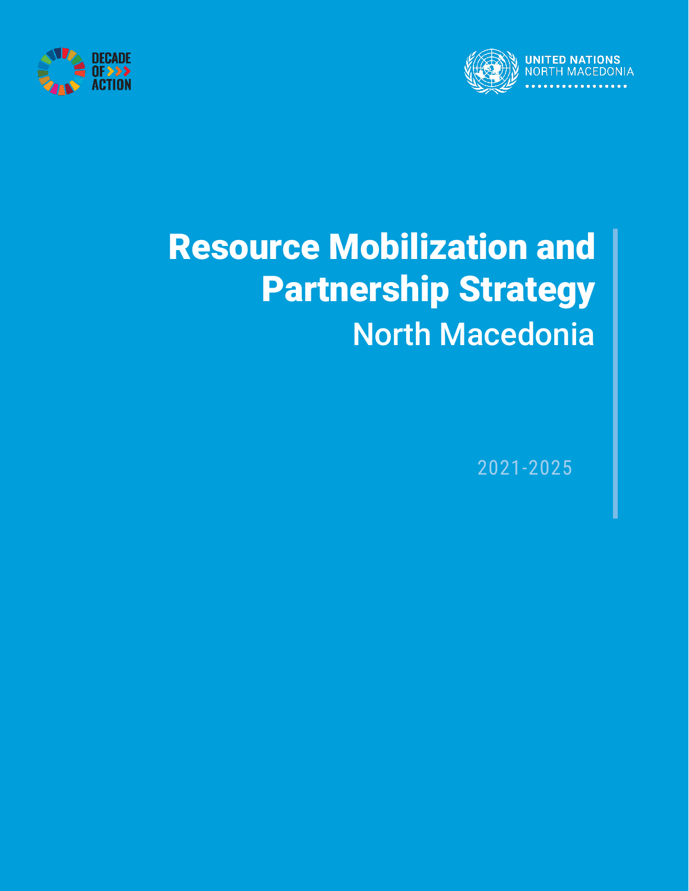DECADE OF ACTION

UNITED NATIONS NORTH MACEDONIA

# Resource Mobilization and Partnership Strategy

## North Macedonia

2021-2025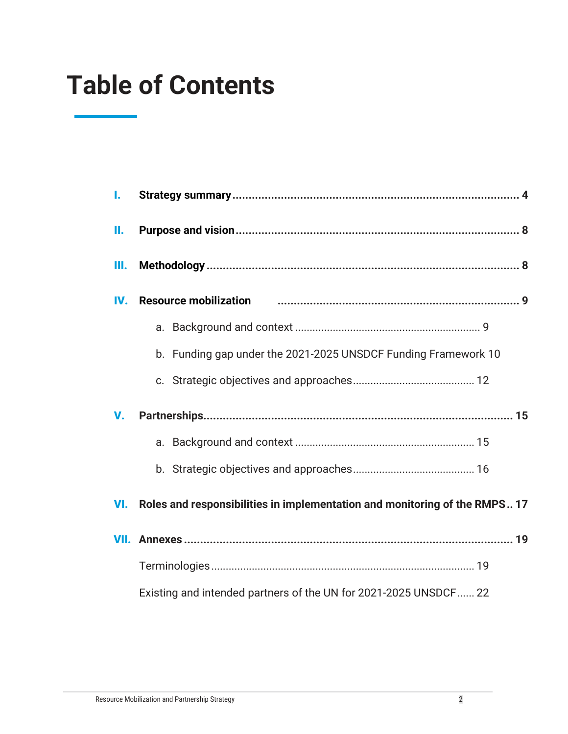# Table of Contents

I. **Strategy summary** ........................................................................................ 4

II. **Purpose and vision** ........................................................................................ 8

III. **Methodology** ........................................................................................ 8

IV. **Resource mobilization** ........................................................................................ 9

a. Background and context ........................................................................ 9

b. Funding gap under the 2021-2025 UNSDCF Funding Framework 10

c. Strategic objectives and approaches ........................................ 12

V. **Partnerships** ........................................................................................ 15

a. Background and context ........................................................................ 15

b. Strategic objectives and approaches ........................................ 16

VI. **Roles and responsibilities in implementation and monitoring of the RMPS** .. 17

VII. **Annexes** ........................................................................................ 19

Terminologies ........................................................................................ 19

Existing and intended partners of the UN for 2021-2025 UNSDCF...... 22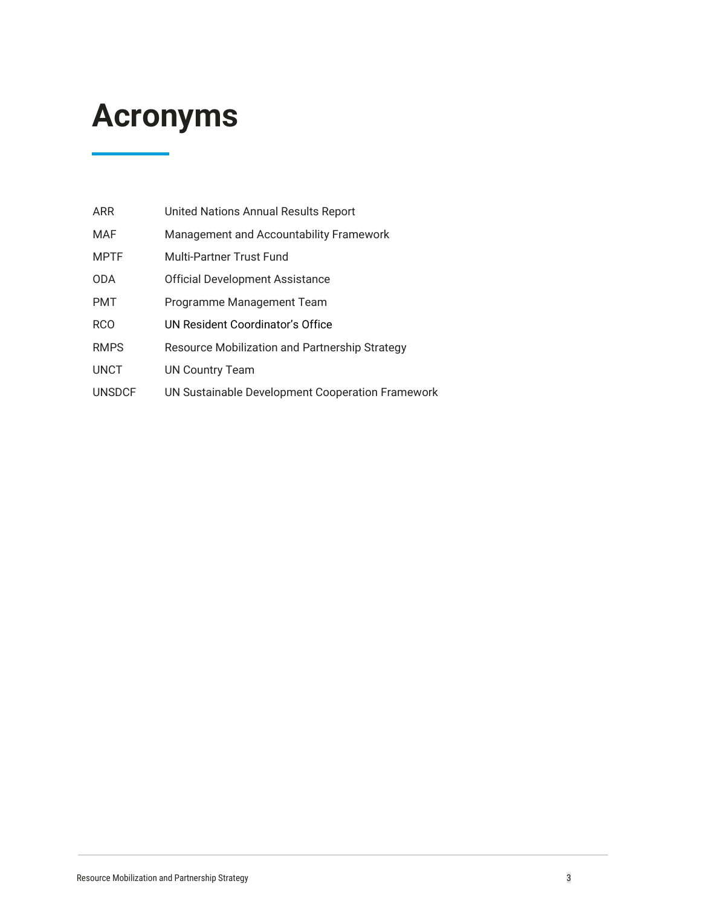# Acronyms

| | |
|---|---|
| ARR | United Nations Annual Results Report |
| MAF | Management and Accountability Framework |
| MPTF | Multi-Partner Trust Fund |
| ODA | Official Development Assistance |
| PMT | Programme Management Team |
| RCO | UN Resident Coordinator's Office |
| RMPS | Resource Mobilization and Partnership Strategy |
| UNCT | UN Country Team |
| UNSDCF | UN Sustainable Development Cooperation Framework |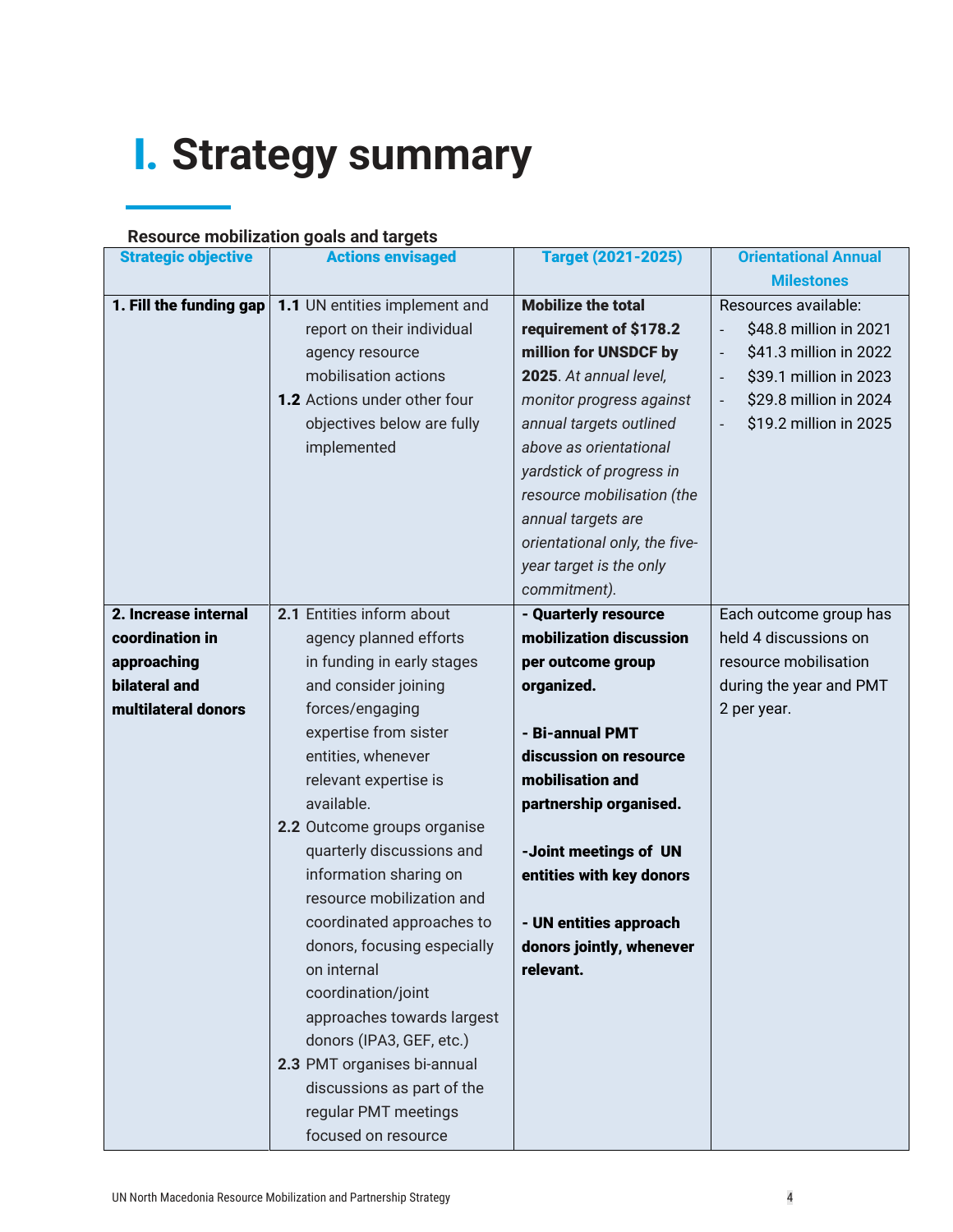# I. Strategy summary

**Resource mobilization goals and targets**

| Strategic objective | Actions envisaged | Target (2021-2025) | Orientational Annual Milestones |
|---|---|---|---|
| **1. Fill the funding gap** | **1.1** UN entities implement and report on their individual agency resource mobilisation actions<br>**1.2** Actions under other four objectives below are fully implemented | **Mobilize the total requirement of $178.2 million for UNSDCF by 2025**. *At annual level, monitor progress against annual targets outlined above as orientational yardstick of progress in resource mobilization (the annual targets are orientational only, the five-year target is the only commitment).* | Resources available:<br>- $48.8 million in 2021<br>- $41.3 million in 2022<br>- $39.1 million in 2023<br>- $29.8 million in 2024<br>- $19.2 million in 2025 |
| **2. Increase internal coordination in approaching bilateral and multilateral donors** | **2.1** Entities inform about agency planned efforts in funding in early stages and consider joining forces/engaging expertise from sister entities, whenever relevant expertise is available.<br>**2.2** Outcome groups organise quarterly discussions and information sharing on resource mobilization and coordinated approaches to donors, focusing especially on internal coordination/joint approaches towards largest donors (IPA3, GEF, etc.)<br>**2.3** PMT organises bi-annual discussions as part of the regular PMT meetings focused on resource | **- Quarterly resource mobilization discussion per outcome group organized.**<br><br>**- Bi-annual PMT discussion on resource mobilisation and partnership organised.**<br><br>**-Joint meetings of UN entities with key donors**<br><br>**- UN entities approach donors jointly, whenever relevant.** | Each outcome group has held 4 discussions on resource mobilisation during the year and PMT 2 per year. |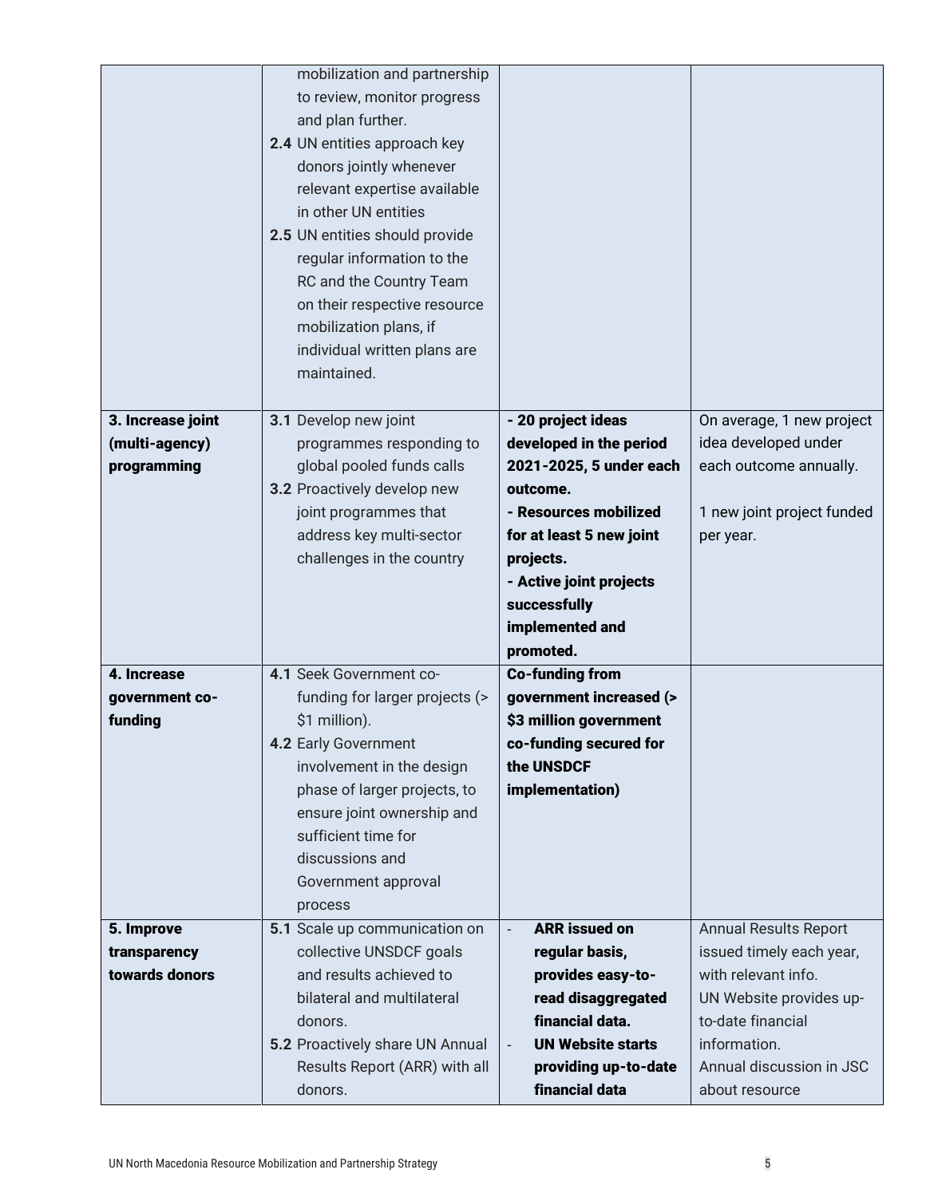| | | | |
|---|---|---|---|
| | mobilization and partnership to review, monitor progress and plan further.<br>**2.4** UN entities approach key donors jointly whenever relevant expertise available in other UN entities<br>**2.5** UN entities should provide regular information to the RC and the Country Team on their respective resource mobilization plans, if individual written plans are maintained. | | |
| **3. Increase joint (multi-agency) programming** | **3.1** Develop new joint programmes responding to global pooled funds calls<br>**3.2** Proactively develop new joint programmes that address key multi-sector challenges in the country | **- 20 project ideas developed in the period 2021-2025, 5 under each outcome.**<br>**- Resources mobilized for at least 5 new joint projects.**<br>**- Active joint projects successfully implemented and promoted.** | On average, 1 new project idea developed under each outcome annually.<br><br>1 new joint project funded per year. |
| **4. Increase government co-funding** | **4.1** Seek Government co-funding for larger projects (> $1 million).<br>**4.2** Early Government involvement in the design phase of larger projects, to ensure joint ownership and sufficient time for discussions and Government approval process | **Co-funding from government increased (> $3 million government co-funding secured for the UNSDCF implementation)** | |
| **5. Improve transparency towards donors** | **5.1** Scale up communication on collective UNSDCF goals and results achieved to bilateral and multilateral donors.<br>**5.2** Proactively share UN Annual Results Report (ARR) with all donors. | - **ARR issued on regular basis, provides easy-to-read disaggregated financial data.**<br>- **UN Website starts providing up-to-date financial data** | Annual Results Report issued timely each year, with relevant info.<br>UN Website provides up-to-date financial information.<br>Annual discussion in JSC about resource |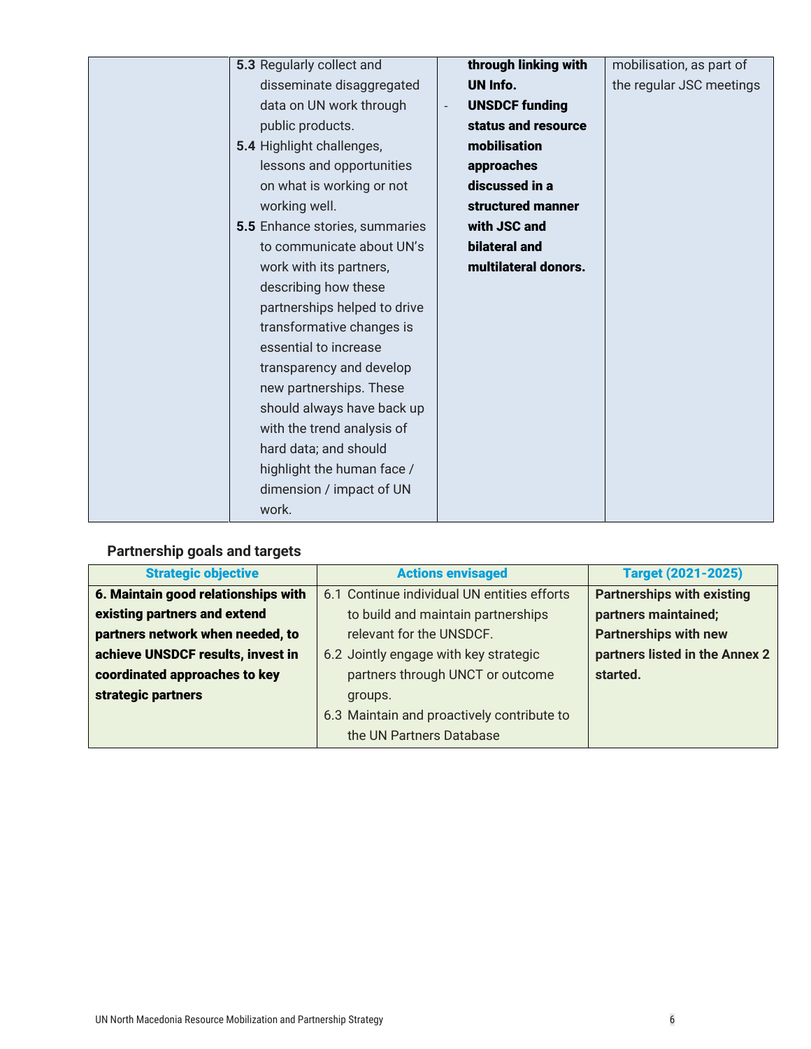| | **5.3** Regularly collect and disseminate disaggregated data on UN work through public products.<br>**5.4** Highlight challenges, lessons and opportunities on what is working or not working well.<br>**5.5** Enhance stories, summaries to communicate about UN's work with its partners, describing how these partnerships helped to drive transformative changes is essential to increase transparency and develop new partnerships. These should always have back up with the trend analysis of hard data; and should highlight the human face / dimension / impact of UN work. | **through linking with UN Info.**<br>- **UNSDCF funding status and resource mobilisation approaches discussed in a structured manner with JSC and bilateral and multilateral donors.** | mobilisation, as part of the regular JSC meetings |
|---|---|---|---|

## Partnership goals and targets

| Strategic objective | Actions envisaged | Target (2021-2025) |
|---|---|---|
| **6. Maintain good relationships with existing partners and extend partners network when needed, to achieve UNSDCF results, invest in coordinated approaches to key strategic partners** | 6.1 Continue individual UN entities efforts to build and maintain partnerships relevant for the UNSDCF.<br>6.2 Jointly engage with key strategic partners through UNCT or outcome groups.<br>6.3 Maintain and proactively contribute to the UN Partners Database | **Partnerships with existing partners maintained;**<br>**Partnerships with new partners listed in the Annex 2 started.** |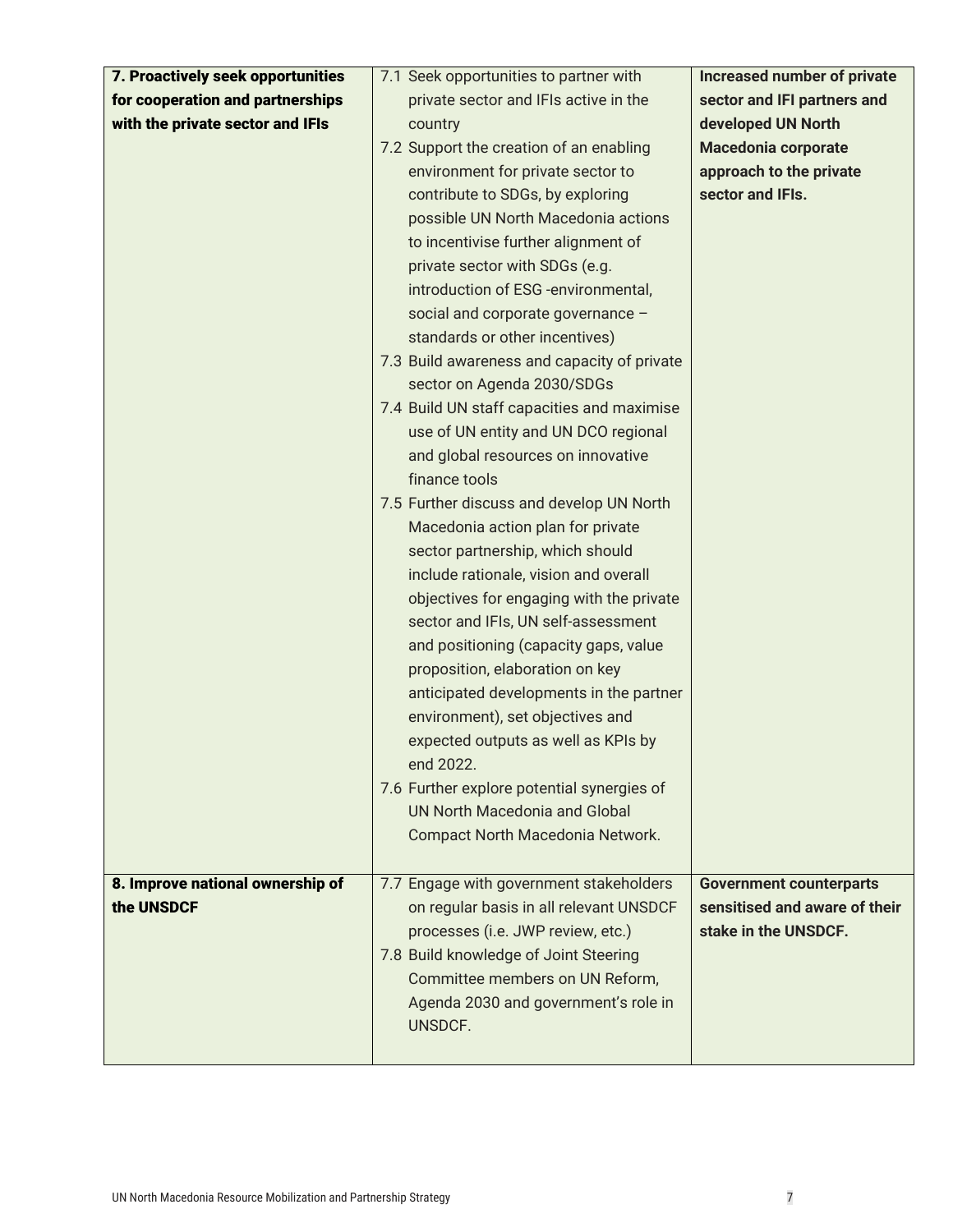| | | |
|---|---|---|
| **7. Proactively seek opportunities for cooperation and partnerships with the private sector and IFIs** | 7.1 Seek opportunities to partner with private sector and IFIs active in the country<br>7.2 Support the creation of an enabling environment for private sector to contribute to SDGs, by exploring possible UN North Macedonia actions to incentivise further alignment of private sector with SDGs (e.g. introduction of ESG -environmental, social and corporate governance – standards or other incentives)<br>7.3 Build awareness and capacity of private sector on Agenda 2030/SDGs<br>7.4 Build UN staff capacities and maximise use of UN entity and UN DCO regional and global resources on innovative finance tools<br>7.5 Further discuss and develop UN North Macedonia action plan for private sector partnership, which should include rationale, vision and overall objectives for engaging with the private sector and IFIs, UN self-assessment and positioning (capacity gaps, value proposition, elaboration on key anticipated developments in the partner environment), set objectives and expected outputs as well as KPIs by end 2022.<br>7.6 Further explore potential synergies of UN North Macedonia and Global Compact North Macedonia Network. | **Increased number of private sector and IFI partners and developed UN North Macedonia corporate approach to the private sector and IFIs.** |
| **8. Improve national ownership of the UNSDCF** | 7.7 Engage with government stakeholders on regular basis in all relevant UNSDCF processes (i.e. JWP review, etc.)<br>7.8 Build knowledge of Joint Steering Committee members on UN Reform, Agenda 2030 and government's role in UNSDCF. | **Government counterparts sensitised and aware of their stake in the UNSDCF.** |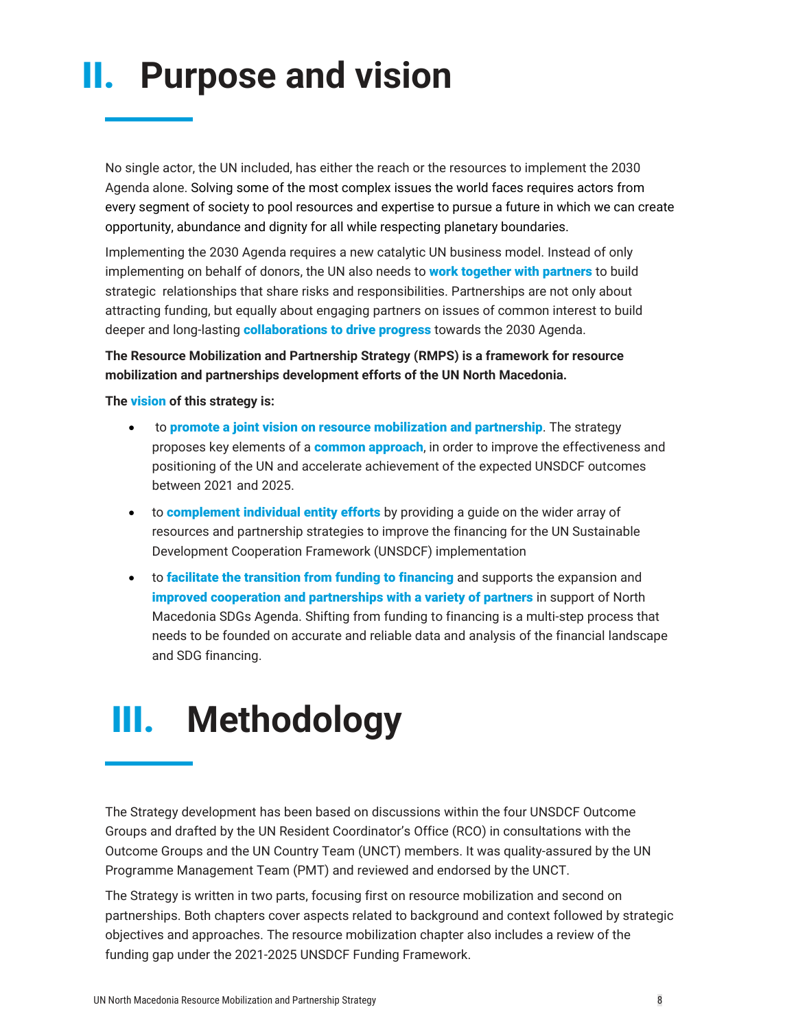# II. Purpose and vision

No single actor, the UN included, has either the reach or the resources to implement the 2030 Agenda alone. Solving some of the most complex issues the world faces requires actors from every segment of society to pool resources and expertise to pursue a future in which we can create opportunity, abundance and dignity for all while respecting planetary boundaries.

Implementing the 2030 Agenda requires a new catalytic UN business model. Instead of only implementing on behalf of donors, the UN also needs to **work together with partners** to build strategic relationships that share risks and responsibilities. Partnerships are not only about attracting funding, but equally about engaging partners on issues of common interest to build deeper and long-lasting **collaborations to drive progress** towards the 2030 Agenda.

**The Resource Mobilization and Partnership Strategy (RMPS) is a framework for resource mobilization and partnerships development efforts of the UN North Macedonia.**

**The vision of this strategy is:**

- to **promote a joint vision on resource mobilization and partnership**. The strategy proposes key elements of a **common approach**, in order to improve the effectiveness and positioning of the UN and accelerate achievement of the expected UNSDCF outcomes between 2021 and 2025.
- to **complement individual entity efforts** by providing a guide on the wider array of resources and partnership strategies to improve the financing for the UN Sustainable Development Cooperation Framework (UNSDCF) implementation
- to **facilitate the transition from funding to financing** and supports the expansion and **improved cooperation and partnerships with a variety of partners** in support of North Macedonia SDGs Agenda. Shifting from funding to financing is a multi-step process that needs to be founded on accurate and reliable data and analysis of the financial landscape and SDG financing.

# III. Methodology

The Strategy development has been based on discussions within the four UNSDCF Outcome Groups and drafted by the UN Resident Coordinator's Office (RCO) in consultations with the Outcome Groups and the UN Country Team (UNCT) members. It was quality-assured by the UN Programme Management Team (PMT) and reviewed and endorsed by the UNCT.

The Strategy is written in two parts, focusing first on resource mobilization and second on partnerships. Both chapters cover aspects related to background and context followed by strategic objectives and approaches. The resource mobilization chapter also includes a review of the funding gap under the 2021-2025 UNSDCF Funding Framework.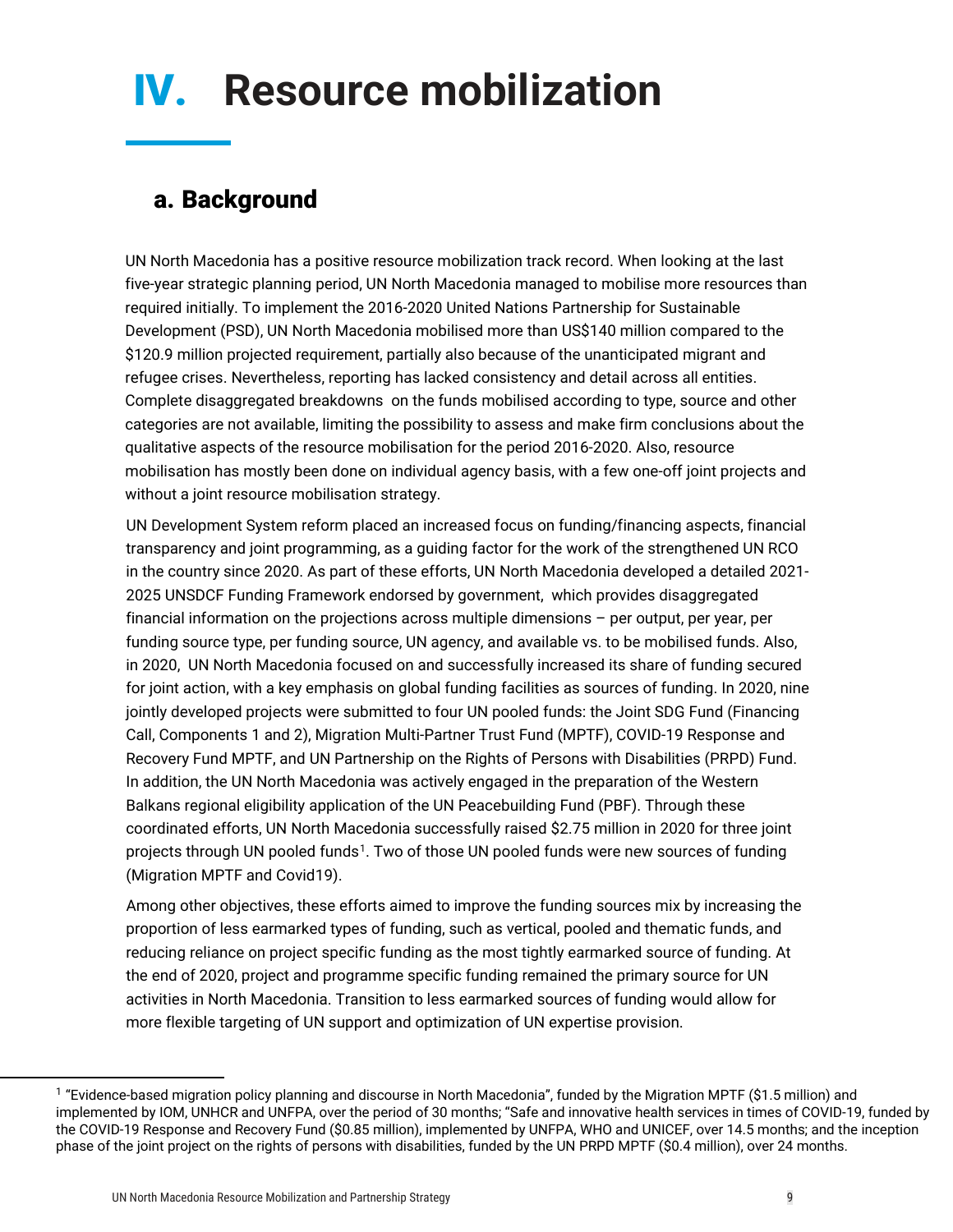# IV. Resource mobilization

## a. Background

UN North Macedonia has a positive resource mobilization track record. When looking at the last five-year strategic planning period, UN North Macedonia managed to mobilise more resources than required initially. To implement the 2016-2020 United Nations Partnership for Sustainable Development (PSD), UN North Macedonia mobilised more than US$140 million compared to the $120.9 million projected requirement, partially also because of the unanticipated migrant and refugee crises. Nevertheless, reporting has lacked consistency and detail across all entities. Complete disaggregated breakdowns on the funds mobilised according to type, source and other categories are not available, limiting the possibility to assess and make firm conclusions about the qualitative aspects of the resource mobilisation for the period 2016-2020. Also, resource mobilisation has mostly been done on individual agency basis, with a few one-off joint projects and without a joint resource mobilisation strategy.

UN Development System reform placed an increased focus on funding/financing aspects, financial transparency and joint programming, as a guiding factor for the work of the strengthened UN RCO in the country since 2020. As part of these efforts, UN North Macedonia developed a detailed 2021-2025 UNSDCF Funding Framework endorsed by government, which provides disaggregated financial information on the projections across multiple dimensions – per output, per year, per funding source type, per funding source, UN agency, and available vs. to be mobilised funds. Also, in 2020, UN North Macedonia focused on and successfully increased its share of funding secured for joint action, with a key emphasis on global funding facilities as sources of funding. In 2020, nine jointly developed projects were submitted to four UN pooled funds: the Joint SDG Fund (Financing Call, Components 1 and 2), Migration Multi-Partner Trust Fund (MPTF), COVID-19 Response and Recovery Fund MPTF, and UN Partnership on the Rights of Persons with Disabilities (PRPD) Fund. In addition, the UN North Macedonia was actively engaged in the preparation of the Western Balkans regional eligibility application of the UN Peacebuilding Fund (PBF). Through these coordinated efforts, UN North Macedonia successfully raised $2.75 million in 2020 for three joint projects through UN pooled funds[1]. Two of those UN pooled funds were new sources of funding (Migration MPTF and Covid19).

Among other objectives, these efforts aimed to improve the funding sources mix by increasing the proportion of less earmarked types of funding, such as vertical, pooled and thematic funds, and reducing reliance on project specific funding as the most tightly earmarked source of funding. At the end of 2020, project and programme specific funding remained the primary source for UN activities in North Macedonia. Transition to less earmarked sources of funding would allow for more flexible targeting of UN support and optimization of UN expertise provision.

[1] "Evidence-based migration policy planning and discourse in North Macedonia", funded by the Migration MPTF ($1.5 million) and implemented by IOM, UNHCR and UNFPA, over the period of 30 months; "Safe and innovative health services in times of COVID-19, funded by the COVID-19 Response and Recovery Fund ($0.85 million), implemented by UNFPA, WHO and UNICEF, over 14.5 months; and the inception phase of the joint project on the rights of persons with disabilities, funded by the UN PRPD MPTF ($0.4 million), over 24 months.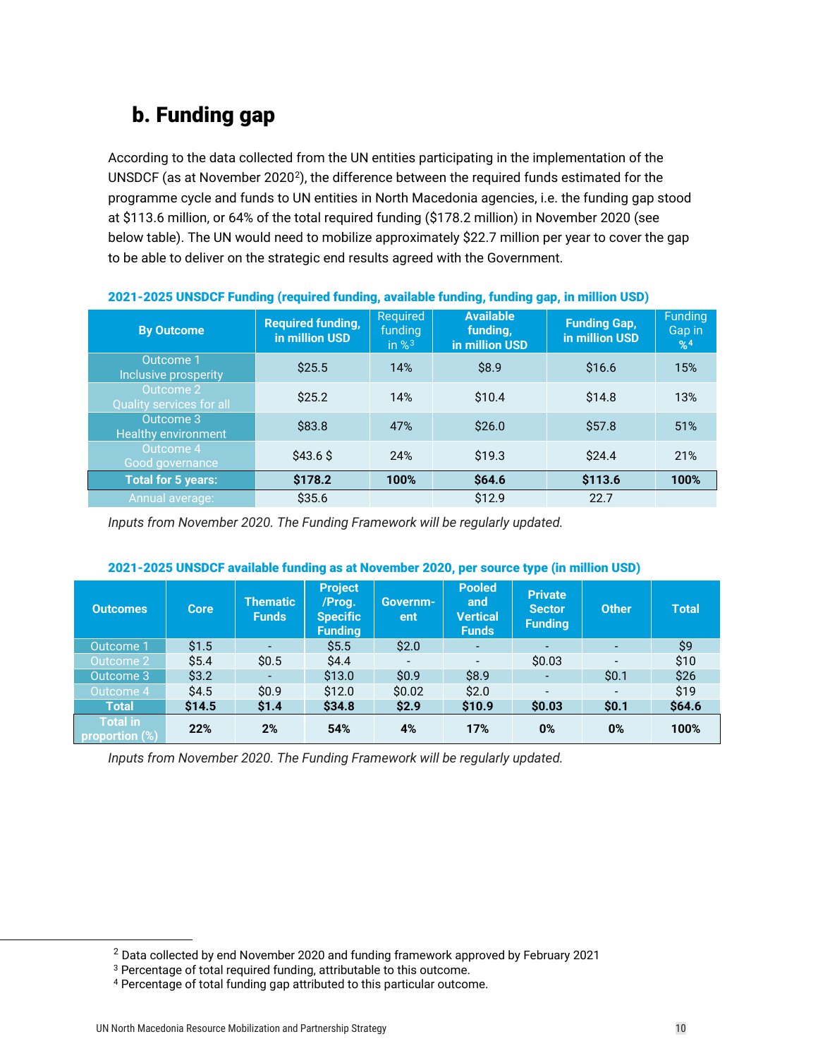## b. Funding gap

According to the data collected from the UN entities participating in the implementation of the UNSDCF (as at November 2020[2]), the difference between the required funds estimated for the programme cycle and funds to UN entities in North Macedonia agencies, i.e. the funding gap stood at $113.6 million, or 64% of the total required funding ($178.2 million) in November 2020 (see below table). The UN would need to mobilize approximately $22.7 million per year to cover the gap to be able to deliver on the strategic end results agreed with the Government.

**2021-2025 UNSDCF Funding (required funding, available funding, funding gap, in million USD)**

| By Outcome | Required funding, in million USD | Required funding in %[3] | Available funding, in million USD | Funding Gap, in million USD | Funding Gap in %[4] |
|---|---|---|---|---|---|
| Outcome 1 Inclusive prosperity | $25.5 | 14% | $8.9 | $16.6 | 15% |
| Outcome 2 Quality services for all | $25.2 | 14% | $10.4 | $14.8 | 13% |
| Outcome 3 Healthy environment | $83.8 | 47% | $26.0 | $57.8 | 51% |
| Outcome 4 Good governance | $43.6 $ | 24% | $19.3 | $24.4 | 21% |
| **Total for 5 years:** | **$178.2** | **100%** | **$64.6** | **$113.6** | **100%** |
| Annual average: | $35.6 | | $12.9 | 22.7 | |

*Inputs from November 2020. The Funding Framework will be regularly updated.*

**2021-2025 UNSDCF available funding as at November 2020, per source type (in million USD)**

| Outcomes | Core | Thematic Funds | Project /Prog. Specific Funding | Governm-ent | Pooled and Vertical Funds | Private Sector Funding | Other | Total |
|---|---|---|---|---|---|---|---|---|
| Outcome 1 | $1.5 | - | $5.5 | $2.0 | - | - | - | $9 |
| Outcome 2 | $5.4 | $0.5 | $4.4 | - | - | $0.03 | - | $10 |
| Outcome 3 | $3.2 | - | $13.0 | $0.9 | $8.9 | - | $0.1 | $26 |
| Outcome 4 | $4.5 | $0.9 | $12.0 | $0.02 | $2.0 | - | - | $19 |
| **Total** | **$14.5** | **$1.4** | **$34.8** | **$2.9** | **$10.9** | **$0.03** | **$0.1** | **$64.6** |
| **Total in proportion (%)** | **22%** | **2%** | **54%** | **4%** | **17%** | **0%** | **0%** | **100%** |

*Inputs from November 2020. The Funding Framework will be regularly updated.*

[2] Data collected by end November 2020 and funding framework approved by February 2021

[3] Percentage of total required funding, attributable to this outcome.

[4] Percentage of total funding gap attributed to this particular outcome.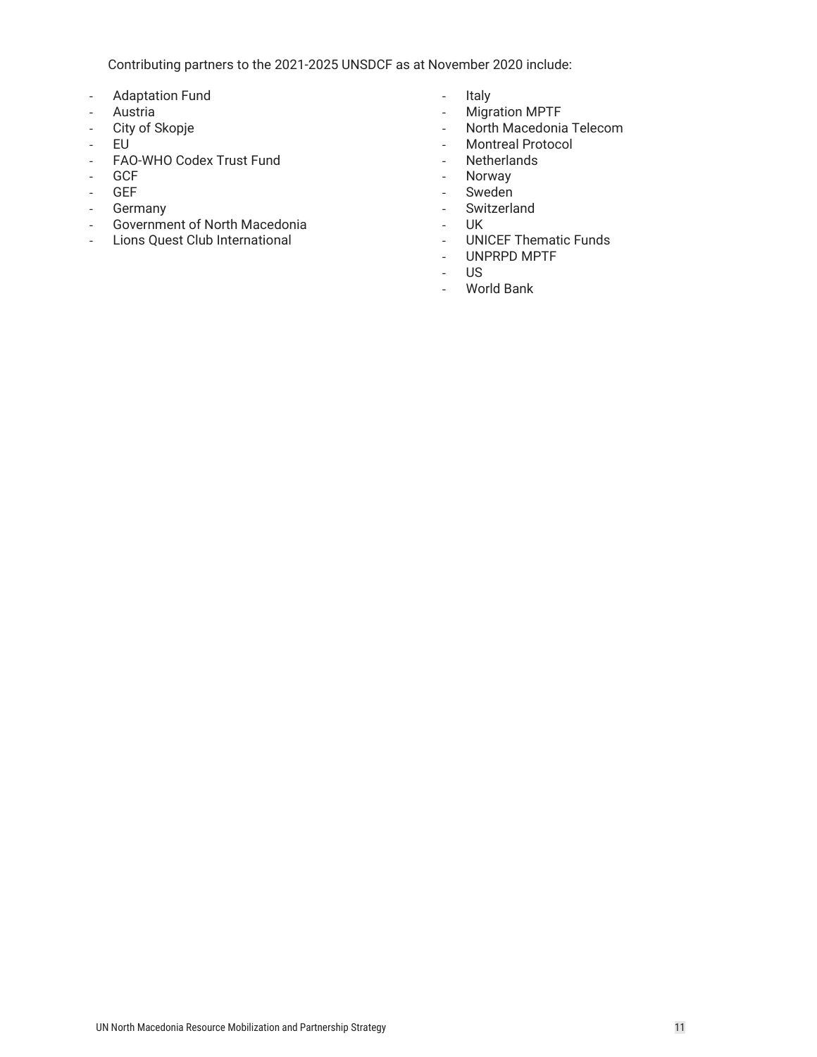Contributing partners to the 2021-2025 UNSDCF as at November 2020 include:

- Adaptation Fund
- Austria
- City of Skopje
- EU
- FAO-WHO Codex Trust Fund
- GCF
- GEF
- Germany
- Government of North Macedonia
- Lions Quest Club International
- Italy
- Migration MPTF
- North Macedonia Telecom
- Montreal Protocol
- Netherlands
- Norway
- Sweden
- Switzerland
- UK
- UNICEF Thematic Funds
- UNPRPD MPTF
- US
- World Bank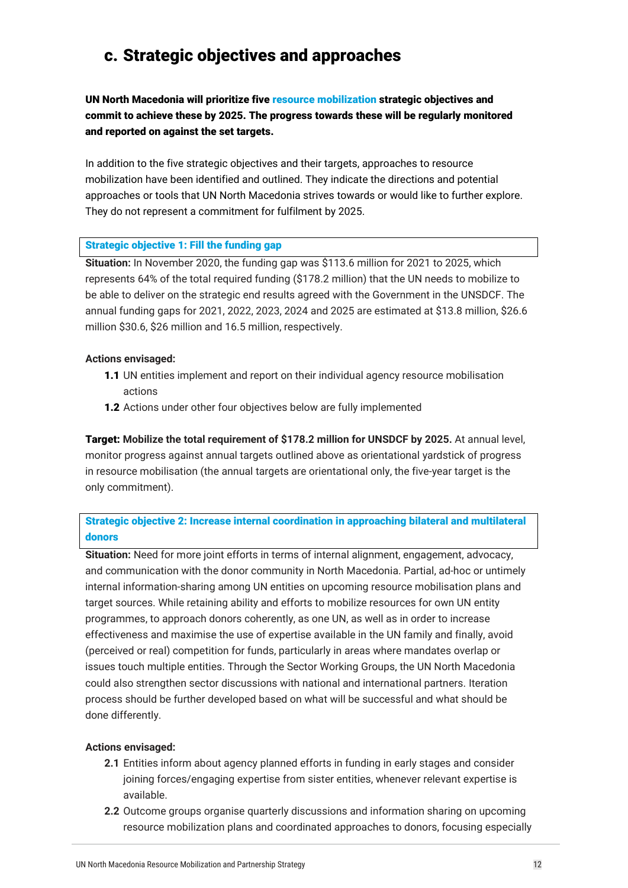## c. Strategic objectives and approaches

**UN North Macedonia will prioritize five resource mobilization strategic objectives and commit to achieve these by 2025. The progress towards these will be regularly monitored and reported on against the set targets.**

In addition to the five strategic objectives and their targets, approaches to resource mobilization have been identified and outlined. They indicate the directions and potential approaches or tools that UN North Macedonia strives towards or would like to further explore. They do not represent a commitment for fulfilment by 2025.

**Strategic objective 1: Fill the funding gap**

**Situation:** In November 2020, the funding gap was $113.6 million for 2021 to 2025, which represents 64% of the total required funding ($178.2 million) that the UN needs to mobilize to be able to deliver on the strategic end results agreed with the Government in the UNSDCF. The annual funding gaps for 2021, 2022, 2023, 2024 and 2025 are estimated at $13.8 million, $26.6 million $30.6, $26 million and 16.5 million, respectively.

**Actions envisaged:**

- **1.1** UN entities implement and report on their individual agency resource mobilisation actions
- **1.2** Actions under other four objectives below are fully implemented

**Target: Mobilize the total requirement of $178.2 million for UNSDCF by 2025.** At annual level, monitor progress against annual targets outlined above as orientational yardstick of progress in resource mobilisation (the annual targets are orientational only, the five-year target is the only commitment).

**Strategic objective 2: Increase internal coordination in approaching bilateral and multilateral donors**

**Situation:** Need for more joint efforts in terms of internal alignment, engagement, advocacy, and communication with the donor community in North Macedonia. Partial, ad-hoc or untimely internal information-sharing among UN entities on upcoming resource mobilisation plans and target sources. While retaining ability and efforts to mobilize resources for own UN entity programmes, to approach donors coherently, as one UN, as well as in order to increase effectiveness and maximise the use of expertise available in the UN family and finally, avoid (perceived or real) competition for funds, particularly in areas where mandates overlap or issues touch multiple entities. Through the Sector Working Groups, the UN North Macedonia could also strengthen sector discussions with national and international partners. Iteration process should be further developed based on what will be successful and what should be done differently.

**Actions envisaged:**

- **2.1** Entities inform about agency planned efforts in funding in early stages and consider joining forces/engaging expertise from sister entities, whenever relevant expertise is available.
- **2.2** Outcome groups organise quarterly discussions and information sharing on upcoming resource mobilization plans and coordinated approaches to donors, focusing especially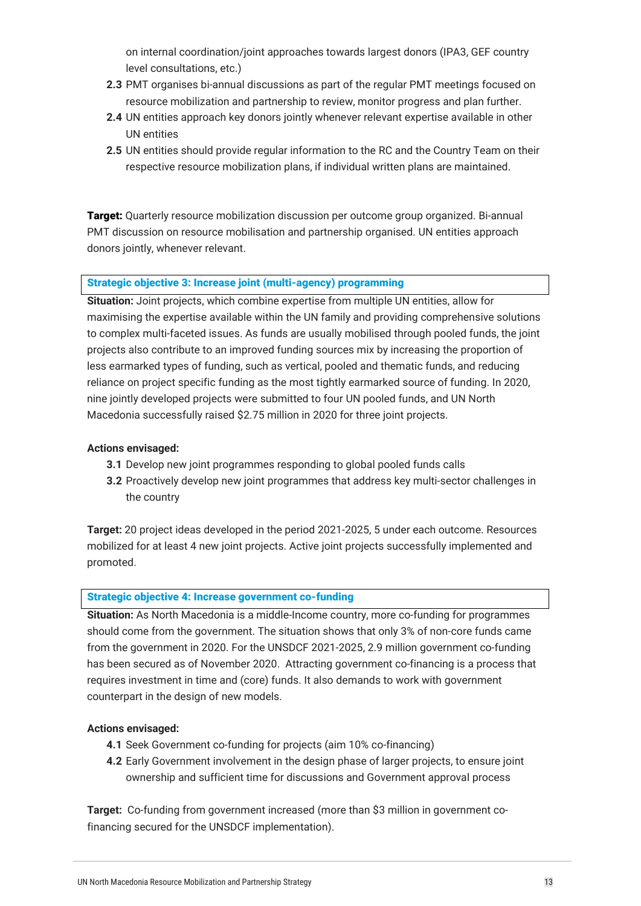on internal coordination/joint approaches towards largest donors (IPA3, GEF country level consultations, etc.)

**2.3** PMT organises bi-annual discussions as part of the regular PMT meetings focused on resource mobilization and partnership to review, monitor progress and plan further.

**2.4** UN entities approach key donors jointly whenever relevant expertise available in other UN entities

**2.5** UN entities should provide regular information to the RC and the Country Team on their respective resource mobilization plans, if individual written plans are maintained.

**Target:** Quarterly resource mobilization discussion per outcome group organized. Bi-annual PMT discussion on resource mobilisation and partnership organised. UN entities approach donors jointly, whenever relevant.

### Strategic objective 3: Increase joint (multi-agency) programming

**Situation:** Joint projects, which combine expertise from multiple UN entities, allow for maximising the expertise available within the UN family and providing comprehensive solutions to complex multi-faceted issues. As funds are usually mobilised through pooled funds, the joint projects also contribute to an improved funding sources mix by increasing the proportion of less earmarked types of funding, such as vertical, pooled and thematic funds, and reducing reliance on project specific funding as the most tightly earmarked source of funding. In 2020, nine jointly developed projects were submitted to four UN pooled funds, and UN North Macedonia successfully raised $2.75 million in 2020 for three joint projects.

**Actions envisaged:**

**3.1** Develop new joint programmes responding to global pooled funds calls

**3.2** Proactively develop new joint programmes that address key multi-sector challenges in the country

**Target:** 20 project ideas developed in the period 2021-2025, 5 under each outcome. Resources mobilized for at least 4 new joint projects. Active joint projects successfully implemented and promoted.

### Strategic objective 4: Increase government co-funding

**Situation:** As North Macedonia is a middle-Income country, more co-funding for programmes should come from the government. The situation shows that only 3% of non-core funds came from the government in 2020. For the UNSDCF 2021-2025, 2.9 million government co-funding has been secured as of November 2020. Attracting government co-financing is a process that requires investment in time and (core) funds. It also demands to work with government counterpart in the design of new models.

**Actions envisaged:**

**4.1** Seek Government co-funding for projects (aim 10% co-financing)

**4.2** Early Government involvement in the design phase of larger projects, to ensure joint ownership and sufficient time for discussions and Government approval process

**Target:** Co-funding from government increased (more than $3 million in government co-financing secured for the UNSDCF implementation).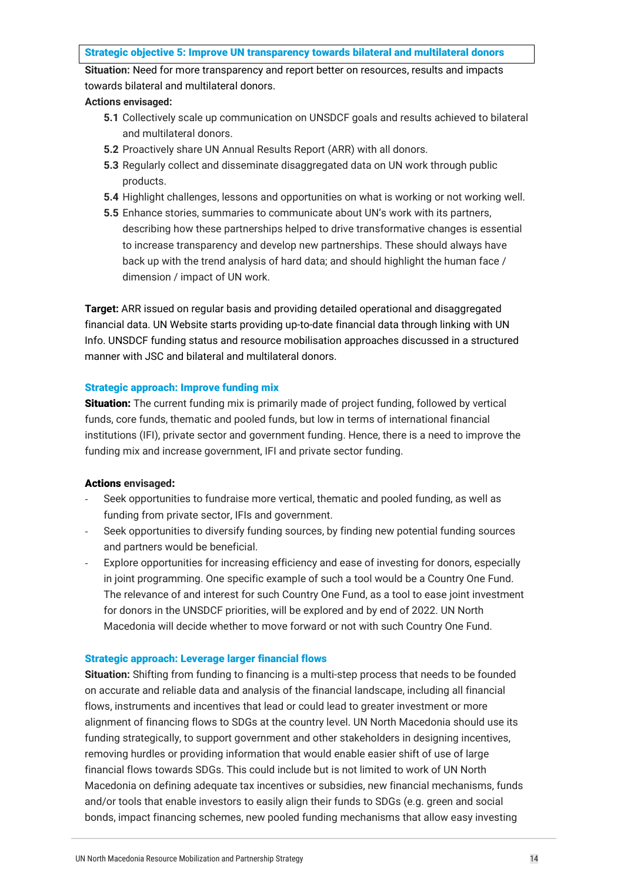### Strategic objective 5: Improve UN transparency towards bilateral and multilateral donors

**Situation:** Need for more transparency and report better on resources, results and impacts towards bilateral and multilateral donors.

**Actions envisaged:**

- **5.1** Collectively scale up communication on UNSDCF goals and results achieved to bilateral and multilateral donors.
- **5.2** Proactively share UN Annual Results Report (ARR) with all donors.
- **5.3** Regularly collect and disseminate disaggregated data on UN work through public products.
- **5.4** Highlight challenges, lessons and opportunities on what is working or not working well.
- **5.5** Enhance stories, summaries to communicate about UN's work with its partners, describing how these partnerships helped to drive transformative changes is essential to increase transparency and develop new partnerships. These should always have back up with the trend analysis of hard data; and should highlight the human face / dimension / impact of UN work.

**Target:** ARR issued on regular basis and providing detailed operational and disaggregated financial data. UN Website starts providing up-to-date financial data through linking with UN Info. UNSDCF funding status and resource mobilisation approaches discussed in a structured manner with JSC and bilateral and multilateral donors.

### Strategic approach: Improve funding mix

**Situation:** The current funding mix is primarily made of project funding, followed by vertical funds, core funds, thematic and pooled funds, but low in terms of international financial institutions (IFI), private sector and government funding. Hence, there is a need to improve the funding mix and increase government, IFI and private sector funding.

**Actions envisaged:**

- Seek opportunities to fundraise more vertical, thematic and pooled funding, as well as funding from private sector, IFIs and government.
- Seek opportunities to diversify funding sources, by finding new potential funding sources and partners would be beneficial.
- Explore opportunities for increasing efficiency and ease of investing for donors, especially in joint programming. One specific example of such a tool would be a Country One Fund. The relevance of and interest for such Country One Fund, as a tool to ease joint investment for donors in the UNSDCF priorities, will be explored and by end of 2022. UN North Macedonia will decide whether to move forward or not with such Country One Fund.

### Strategic approach: Leverage larger financial flows

**Situation:** Shifting from funding to financing is a multi-step process that needs to be founded on accurate and reliable data and analysis of the financial landscape, including all financial flows, instruments and incentives that lead or could lead to greater investment or more alignment of financing flows to SDGs at the country level. UN North Macedonia should use its funding strategically, to support government and other stakeholders in designing incentives, removing hurdles or providing information that would enable easier shift of use of large financial flows towards SDGs. This could include but is not limited to work of UN North Macedonia on defining adequate tax incentives or subsidies, new financial mechanisms, funds and/or tools that enable investors to easily align their funds to SDGs (e.g. green and social bonds, impact financing schemes, new pooled funding mechanisms that allow easy investing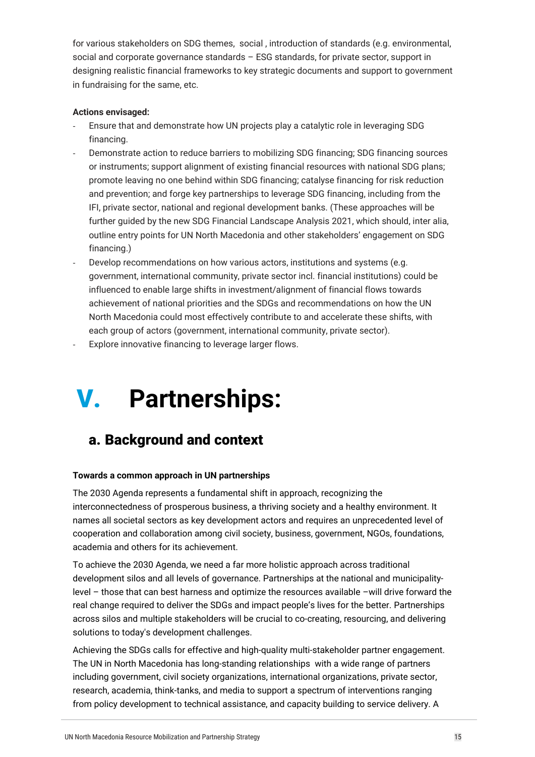for various stakeholders on SDG themes, social , introduction of standards (e.g. environmental, social and corporate governance standards – ESG standards, for private sector, support in designing realistic financial frameworks to key strategic documents and support to government in fundraising for the same, etc.

**Actions envisaged:**

- Ensure that and demonstrate how UN projects play a catalytic role in leveraging SDG financing.
- Demonstrate action to reduce barriers to mobilizing SDG financing; SDG financing sources or instruments; support alignment of existing financial resources with national SDG plans; promote leaving no one behind within SDG financing; catalyse financing for risk reduction and prevention; and forge key partnerships to leverage SDG financing, including from the IFI, private sector, national and regional development banks. (These approaches will be further guided by the new SDG Financial Landscape Analysis 2021, which should, inter alia, outline entry points for UN North Macedonia and other stakeholders' engagement on SDG financing.)
- Develop recommendations on how various actors, institutions and systems (e.g. government, international community, private sector incl. financial institutions) could be influenced to enable large shifts in investment/alignment of financial flows towards achievement of national priorities and the SDGs and recommendations on how the UN North Macedonia could most effectively contribute to and accelerate these shifts, with each group of actors (government, international community, private sector).
- Explore innovative financing to leverage larger flows.

# V. Partnerships:

## a. Background and context

**Towards a common approach in UN partnerships**

The 2030 Agenda represents a fundamental shift in approach, recognizing the interconnectedness of prosperous business, a thriving society and a healthy environment. It names all societal sectors as key development actors and requires an unprecedented level of cooperation and collaboration among civil society, business, government, NGOs, foundations, academia and others for its achievement.

To achieve the 2030 Agenda, we need a far more holistic approach across traditional development silos and all levels of governance. Partnerships at the national and municipality-level – those that can best harness and optimize the resources available –will drive forward the real change required to deliver the SDGs and impact people's lives for the better. Partnerships across silos and multiple stakeholders will be crucial to co-creating, resourcing, and delivering solutions to today's development challenges.

Achieving the SDGs calls for effective and high-quality multi-stakeholder partner engagement. The UN in North Macedonia has long-standing relationships with a wide range of partners including government, civil society organizations, international organizations, private sector, research, academia, think-tanks, and media to support a spectrum of interventions ranging from policy development to technical assistance, and capacity building to service delivery. A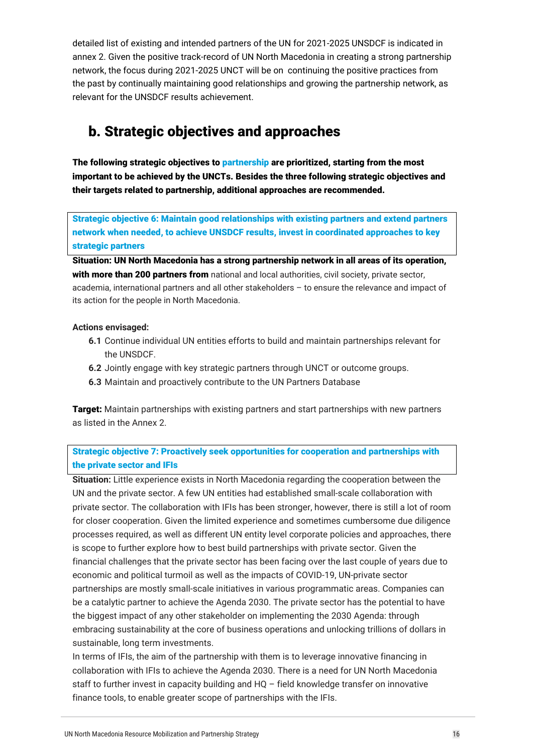detailed list of existing and intended partners of the UN for 2021-2025 UNSDCF is indicated in annex 2. Given the positive track-record of UN North Macedonia in creating a strong partnership network, the focus during 2021-2025 UNCT will be on continuing the positive practices from the past by continually maintaining good relationships and growing the partnership network, as relevant for the UNSDCF results achievement.

## b. Strategic objectives and approaches

**The following strategic objectives to partnership are prioritized, starting from the most important to be achieved by the UNCTs. Besides the three following strategic objectives and their targets related to partnership, additional approaches are recommended.**

**Strategic objective 6: Maintain good relationships with existing partners and extend partners network when needed, to achieve UNSDCF results, invest in coordinated approaches to key strategic partners**

**Situation: UN North Macedonia has a strong partnership network in all areas of its operation, with more than 200 partners from** national and local authorities, civil society, private sector, academia, international partners and all other stakeholders – to ensure the relevance and impact of its action for the people in North Macedonia.

**Actions envisaged:**

- **6.1** Continue individual UN entities efforts to build and maintain partnerships relevant for the UNSDCF.
- **6.2** Jointly engage with key strategic partners through UNCT or outcome groups.
- **6.3** Maintain and proactively contribute to the UN Partners Database

**Target:** Maintain partnerships with existing partners and start partnerships with new partners as listed in the Annex 2.

**Strategic objective 7: Proactively seek opportunities for cooperation and partnerships with the private sector and IFIs**

**Situation:** Little experience exists in North Macedonia regarding the cooperation between the UN and the private sector. A few UN entities had established small-scale collaboration with private sector. The collaboration with IFIs has been stronger, however, there is still a lot of room for closer cooperation. Given the limited experience and sometimes cumbersome due diligence processes required, as well as different UN entity level corporate policies and approaches, there is scope to further explore how to best build partnerships with private sector. Given the financial challenges that the private sector has been facing over the last couple of years due to economic and political turmoil as well as the impacts of COVID-19, UN-private sector partnerships are mostly small-scale initiatives in various programmatic areas. Companies can be a catalytic partner to achieve the Agenda 2030. The private sector has the potential to have the biggest impact of any other stakeholder on implementing the 2030 Agenda: through embracing sustainability at the core of business operations and unlocking trillions of dollars in sustainable, long term investments.

In terms of IFIs, the aim of the partnership with them is to leverage innovative financing in collaboration with IFIs to achieve the Agenda 2030. There is a need for UN North Macedonia staff to further invest in capacity building and HQ – field knowledge transfer on innovative finance tools, to enable greater scope of partnerships with the IFIs.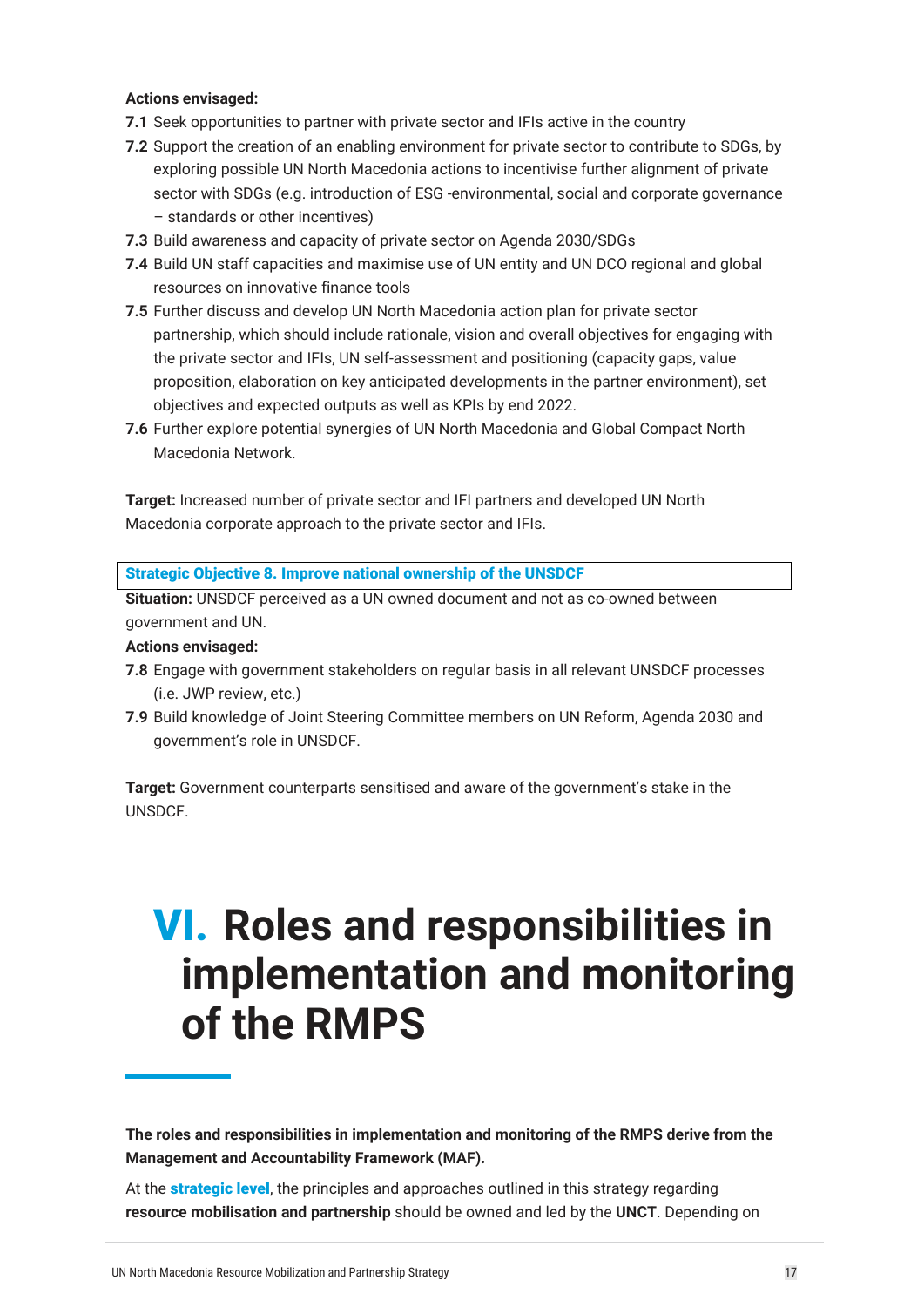**Actions envisaged:**

**7.1** Seek opportunities to partner with private sector and IFIs active in the country

**7.2** Support the creation of an enabling environment for private sector to contribute to SDGs, by exploring possible UN North Macedonia actions to incentivise further alignment of private sector with SDGs (e.g. introduction of ESG -environmental, social and corporate governance – standards or other incentives)

**7.3** Build awareness and capacity of private sector on Agenda 2030/SDGs

**7.4** Build UN staff capacities and maximise use of UN entity and UN DCO regional and global resources on innovative finance tools

**7.5** Further discuss and develop UN North Macedonia action plan for private sector partnership, which should include rationale, vision and overall objectives for engaging with the private sector and IFIs, UN self-assessment and positioning (capacity gaps, value proposition, elaboration on key anticipated developments in the partner environment), set objectives and expected outputs as well as KPIs by end 2022.

**7.6** Further explore potential synergies of UN North Macedonia and Global Compact North Macedonia Network.

**Target:** Increased number of private sector and IFI partners and developed UN North Macedonia corporate approach to the private sector and IFIs.

**Strategic Objective 8. Improve national ownership of the UNSDCF**

**Situation:** UNSDCF perceived as a UN owned document and not as co-owned between government and UN.

**Actions envisaged:**

**7.8** Engage with government stakeholders on regular basis in all relevant UNSDCF processes (i.e. JWP review, etc.)

**7.9** Build knowledge of Joint Steering Committee members on UN Reform, Agenda 2030 and government's role in UNSDCF.

**Target:** Government counterparts sensitised and aware of the government's stake in the UNSDCF.

# VI. Roles and responsibilities in implementation and monitoring of the RMPS

**The roles and responsibilities in implementation and monitoring of the RMPS derive from the Management and Accountability Framework (MAF).**

At the **strategic level**, the principles and approaches outlined in this strategy regarding **resource mobilisation and partnership** should be owned and led by the **UNCT**. Depending on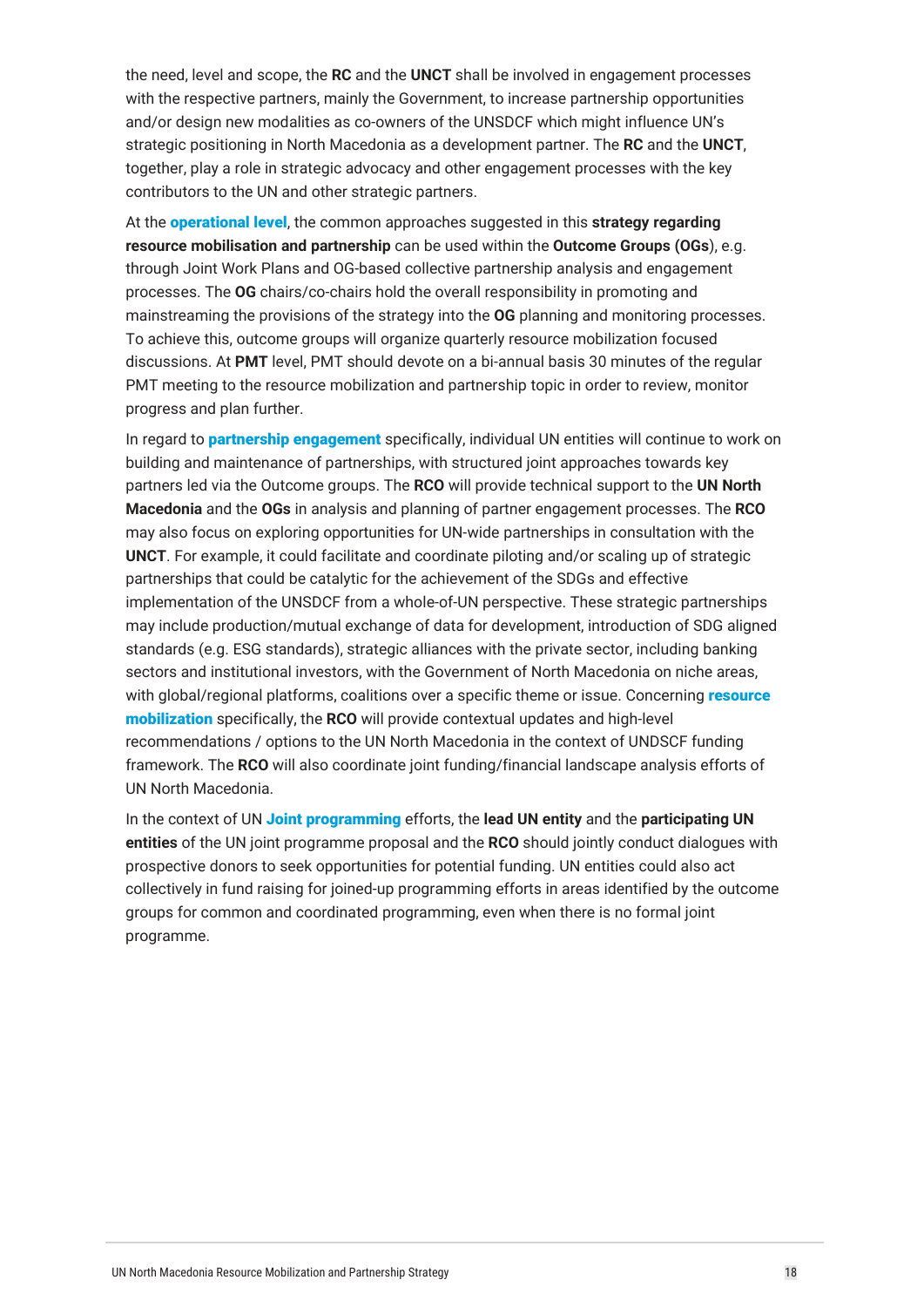the need, level and scope, the **RC** and the **UNCT** shall be involved in engagement processes with the respective partners, mainly the Government, to increase partnership opportunities and/or design new modalities as co-owners of the UNSDCF which might influence UN's strategic positioning in North Macedonia as a development partner. The **RC** and the **UNCT**, together, play a role in strategic advocacy and other engagement processes with the key contributors to the UN and other strategic partners.

At the **operational level**, the common approaches suggested in this **strategy regarding resource mobilisation and partnership** can be used within the **Outcome Groups (OGs**), e.g. through Joint Work Plans and OG-based collective partnership analysis and engagement processes. The **OG** chairs/co-chairs hold the overall responsibility in promoting and mainstreaming the provisions of the strategy into the **OG** planning and monitoring processes. To achieve this, outcome groups will organize quarterly resource mobilization focused discussions. At **PMT** level, PMT should devote on a bi-annual basis 30 minutes of the regular PMT meeting to the resource mobilization and partnership topic in order to review, monitor progress and plan further.

In regard to **partnership engagement** specifically, individual UN entities will continue to work on building and maintenance of partnerships, with structured joint approaches towards key partners led via the Outcome groups. The **RCO** will provide technical support to the **UN North Macedonia** and the **OGs** in analysis and planning of partner engagement processes. The **RCO** may also focus on exploring opportunities for UN-wide partnerships in consultation with the **UNCT**. For example, it could facilitate and coordinate piloting and/or scaling up of strategic partnerships that could be catalytic for the achievement of the SDGs and effective implementation of the UNSDCF from a whole-of-UN perspective. These strategic partnerships may include production/mutual exchange of data for development, introduction of SDG aligned standards (e.g. ESG standards), strategic alliances with the private sector, including banking sectors and institutional investors, with the Government of North Macedonia on niche areas, with global/regional platforms, coalitions over a specific theme or issue. Concerning **resource mobilization** specifically, the **RCO** will provide contextual updates and high-level recommendations / options to the UN North Macedonia in the context of UNDSCF funding framework. The **RCO** will also coordinate joint funding/financial landscape analysis efforts of UN North Macedonia.

In the context of UN **Joint programming** efforts, the **lead UN entity** and the **participating UN entities** of the UN joint programme proposal and the **RCO** should jointly conduct dialogues with prospective donors to seek opportunities for potential funding. UN entities could also act collectively in fund raising for joined-up programming efforts in areas identified by the outcome groups for common and coordinated programming, even when there is no formal joint programme.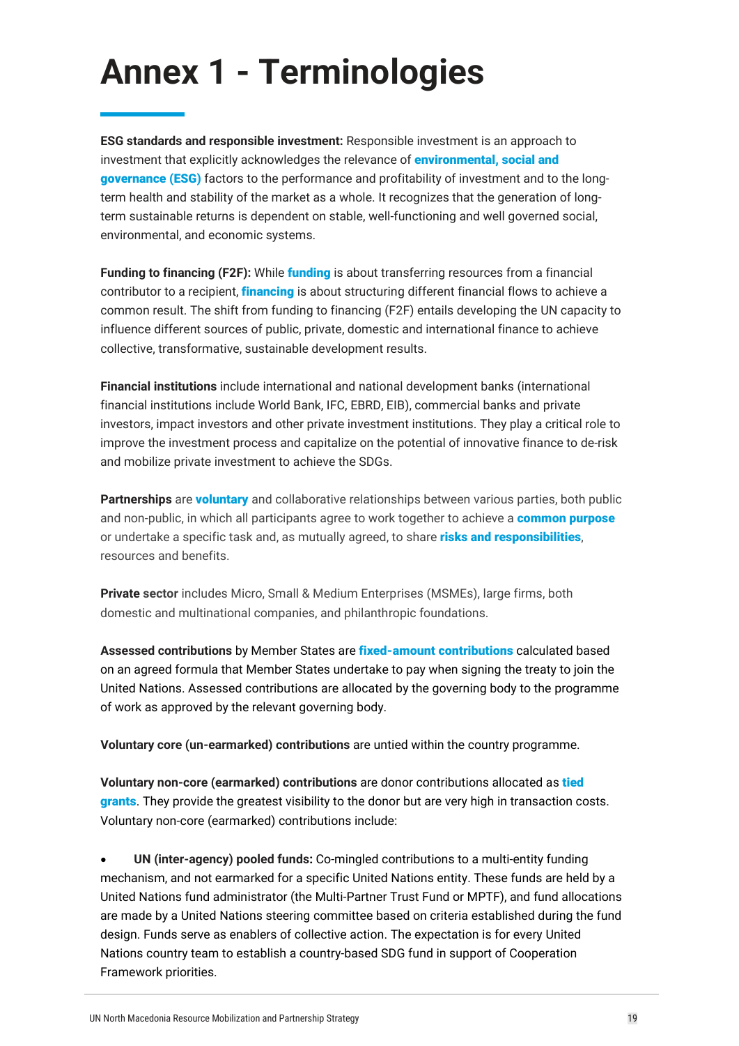# Annex 1 - Terminologies

**ESG standards and responsible investment:** Responsible investment is an approach to investment that explicitly acknowledges the relevance of **environmental, social and governance (ESG)** factors to the performance and profitability of investment and to the long-term health and stability of the market as a whole. It recognizes that the generation of long-term sustainable returns is dependent on stable, well-functioning and well governed social, environmental, and economic systems.

**Funding to financing (F2F):** While **funding** is about transferring resources from a financial contributor to a recipient, **financing** is about structuring different financial flows to achieve a common result. The shift from funding to financing (F2F) entails developing the UN capacity to influence different sources of public, private, domestic and international finance to achieve collective, transformative, sustainable development results.

**Financial institutions** include international and national development banks (international financial institutions include World Bank, IFC, EBRD, EIB), commercial banks and private investors, impact investors and other private investment institutions. They play a critical role to improve the investment process and capitalize on the potential of innovative finance to de-risk and mobilize private investment to achieve the SDGs.

**Partnerships** are **voluntary** and collaborative relationships between various parties, both public and non-public, in which all participants agree to work together to achieve a **common purpose** or undertake a specific task and, as mutually agreed, to share **risks and responsibilities**, resources and benefits.

**Private sector** includes Micro, Small & Medium Enterprises (MSMEs), large firms, both domestic and multinational companies, and philanthropic foundations.

**Assessed contributions** by Member States are **fixed-amount contributions** calculated based on an agreed formula that Member States undertake to pay when signing the treaty to join the United Nations. Assessed contributions are allocated by the governing body to the programme of work as approved by the relevant governing body.

**Voluntary core (un-earmarked) contributions** are untied within the country programme.

**Voluntary non-core (earmarked) contributions** are donor contributions allocated as **tied grants**. They provide the greatest visibility to the donor but are very high in transaction costs. Voluntary non-core (earmarked) contributions include:

- **UN (inter-agency) pooled funds:** Co-mingled contributions to a multi-entity funding mechanism, and not earmarked for a specific United Nations entity. These funds are held by a United Nations fund administrator (the Multi-Partner Trust Fund or MPTF), and fund allocations are made by a United Nations steering committee based on criteria established during the fund design. Funds serve as enablers of collective action. The expectation is for every United Nations country team to establish a country-based SDG fund in support of Cooperation Framework priorities.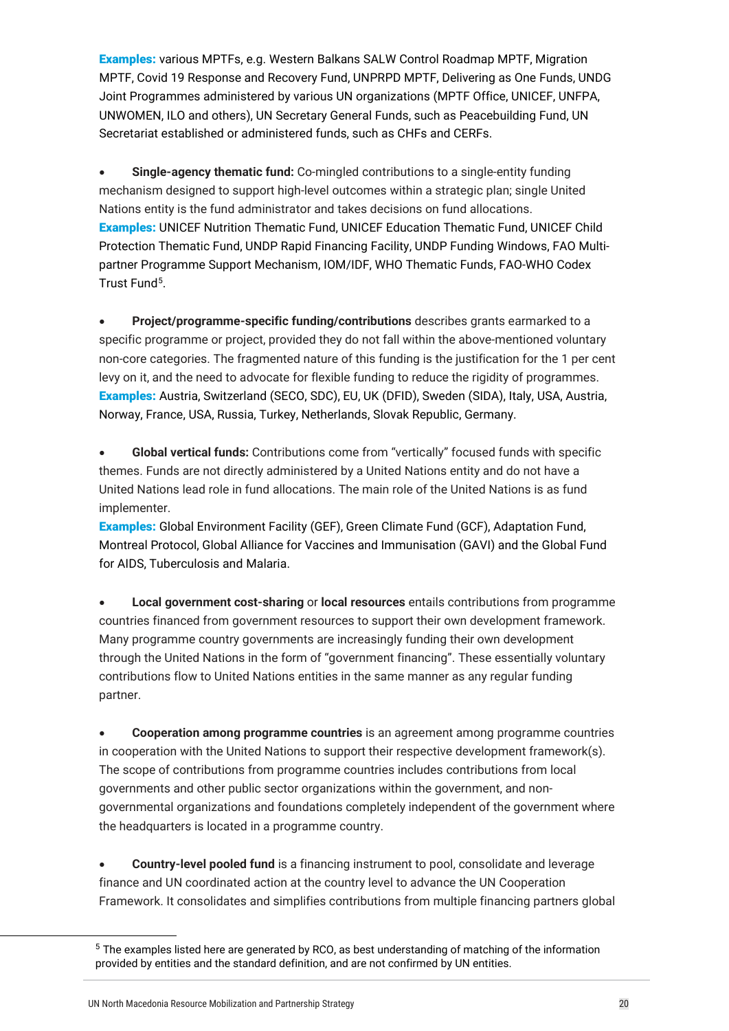**Examples:** various MPTFs, e.g. Western Balkans SALW Control Roadmap MPTF, Migration MPTF, Covid 19 Response and Recovery Fund, UNPRPD MPTF, Delivering as One Funds, UNDG Joint Programmes administered by various UN organizations (MPTF Office, UNICEF, UNFPA, UNWOMEN, ILO and others), UN Secretary General Funds, such as Peacebuilding Fund, UN Secretariat established or administered funds, such as CHFs and CERFs.

- **Single-agency thematic fund:** Co-mingled contributions to a single-entity funding mechanism designed to support high-level outcomes within a strategic plan; single United Nations entity is the fund administrator and takes decisions on fund allocations.
**Examples:** UNICEF Nutrition Thematic Fund, UNICEF Education Thematic Fund, UNICEF Child Protection Thematic Fund, UNDP Rapid Financing Facility, UNDP Funding Windows, FAO Multi-partner Programme Support Mechanism, IOM/IDF, WHO Thematic Funds, FAO-WHO Codex Trust Fund[5].

- **Project/programme-specific funding/contributions** describes grants earmarked to a specific programme or project, provided they do not fall within the above-mentioned voluntary non-core categories. The fragmented nature of this funding is the justification for the 1 per cent levy on it, and the need to advocate for flexible funding to reduce the rigidity of programmes.
**Examples:** Austria, Switzerland (SECO, SDC), EU, UK (DFID), Sweden (SIDA), Italy, USA, Austria, Norway, France, USA, Russia, Turkey, Netherlands, Slovak Republic, Germany.

- **Global vertical funds:** Contributions come from "vertically" focused funds with specific themes. Funds are not directly administered by a United Nations entity and do not have a United Nations lead role in fund allocations. The main role of the United Nations is as fund implementer.
**Examples:** Global Environment Facility (GEF), Green Climate Fund (GCF), Adaptation Fund, Montreal Protocol, Global Alliance for Vaccines and Immunisation (GAVI) and the Global Fund for AIDS, Tuberculosis and Malaria.

- **Local government cost-sharing** or **local resources** entails contributions from programme countries financed from government resources to support their own development framework. Many programme country governments are increasingly funding their own development through the United Nations in the form of "government financing". These essentially voluntary contributions flow to United Nations entities in the same manner as any regular funding partner.

- **Cooperation among programme countries** is an agreement among programme countries in cooperation with the United Nations to support their respective development framework(s). The scope of contributions from programme countries includes contributions from local governments and other public sector organizations within the government, and non-governmental organizations and foundations completely independent of the government where the headquarters is located in a programme country.

- **Country-level pooled fund** is a financing instrument to pool, consolidate and leverage finance and UN coordinated action at the country level to advance the UN Cooperation Framework. It consolidates and simplifies contributions from multiple financing partners global

[5] The examples listed here are generated by RCO, as best understanding of matching of the information provided by entities and the standard definition, and are not confirmed by UN entities.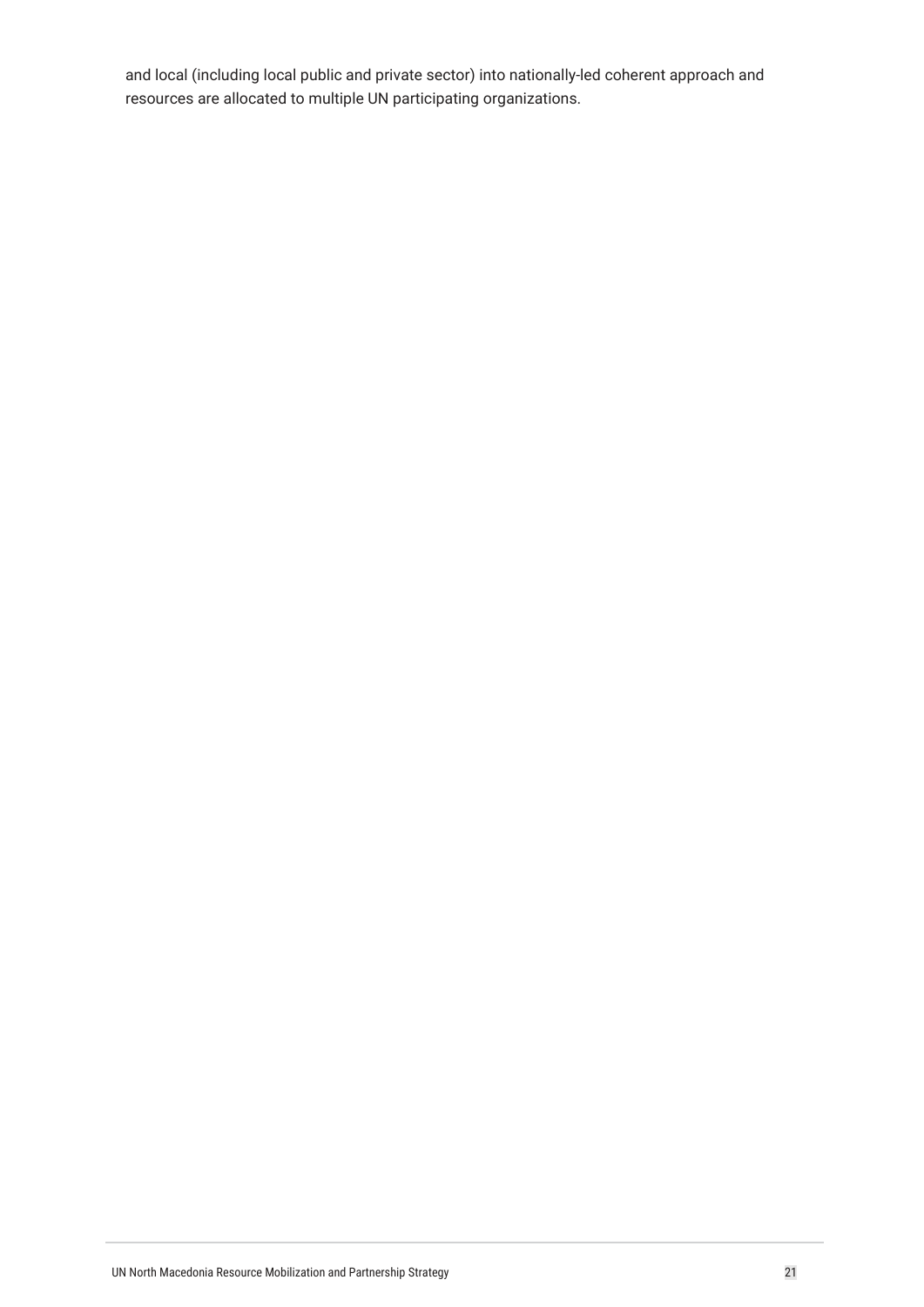and local (including local public and private sector) into nationally-led coherent approach and resources are allocated to multiple UN participating organizations.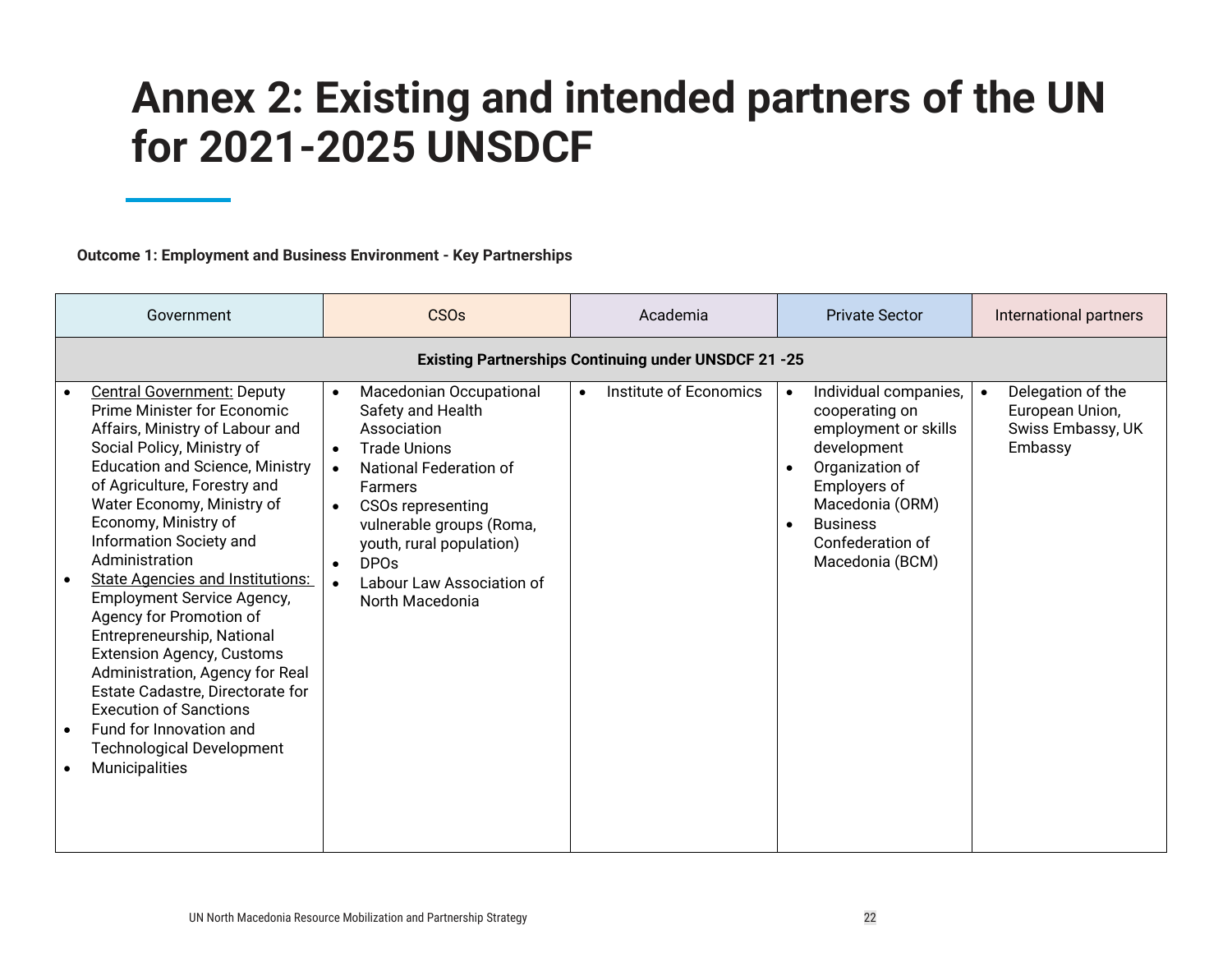# Annex 2: Existing and intended partners of the UN for 2021-2025 UNSDCF

**Outcome 1: Employment and Business Environment - Key Partnerships**

| Government | CSOs | Academia | Private Sector | International partners |
|---|---|---|---|---|
| **Existing Partnerships Continuing under UNSDCF 21 -25** | | | | |
| • Central Government: Deputy Prime Minister for Economic Affairs, Ministry of Labour and Social Policy, Ministry of Education and Science, Ministry of Agriculture, Forestry and Water Economy, Ministry of Economy, Ministry of Information Society and Administration<br>• State Agencies and Institutions: Employment Service Agency, Agency for Promotion of Entrepreneurship, National Extension Agency, Customs Administration, Agency for Real Estate Cadastre, Directorate for Execution of Sanctions<br>• Fund for Innovation and Technological Development<br>• Municipalities | • Macedonian Occupational Safety and Health Association<br>• Trade Unions<br>• National Federation of Farmers<br>• CSOs representing vulnerable groups (Roma, youth, rural population)<br>• DPOs<br>• Labour Law Association of North Macedonia | • Institute of Economics | • Individual companies, cooperating on employment or skills development<br>• Organization of Employers of Macedonia (ORM)<br>• Business Confederation of Macedonia (BCM) | • Delegation of the European Union, Swiss Embassy, UK Embassy |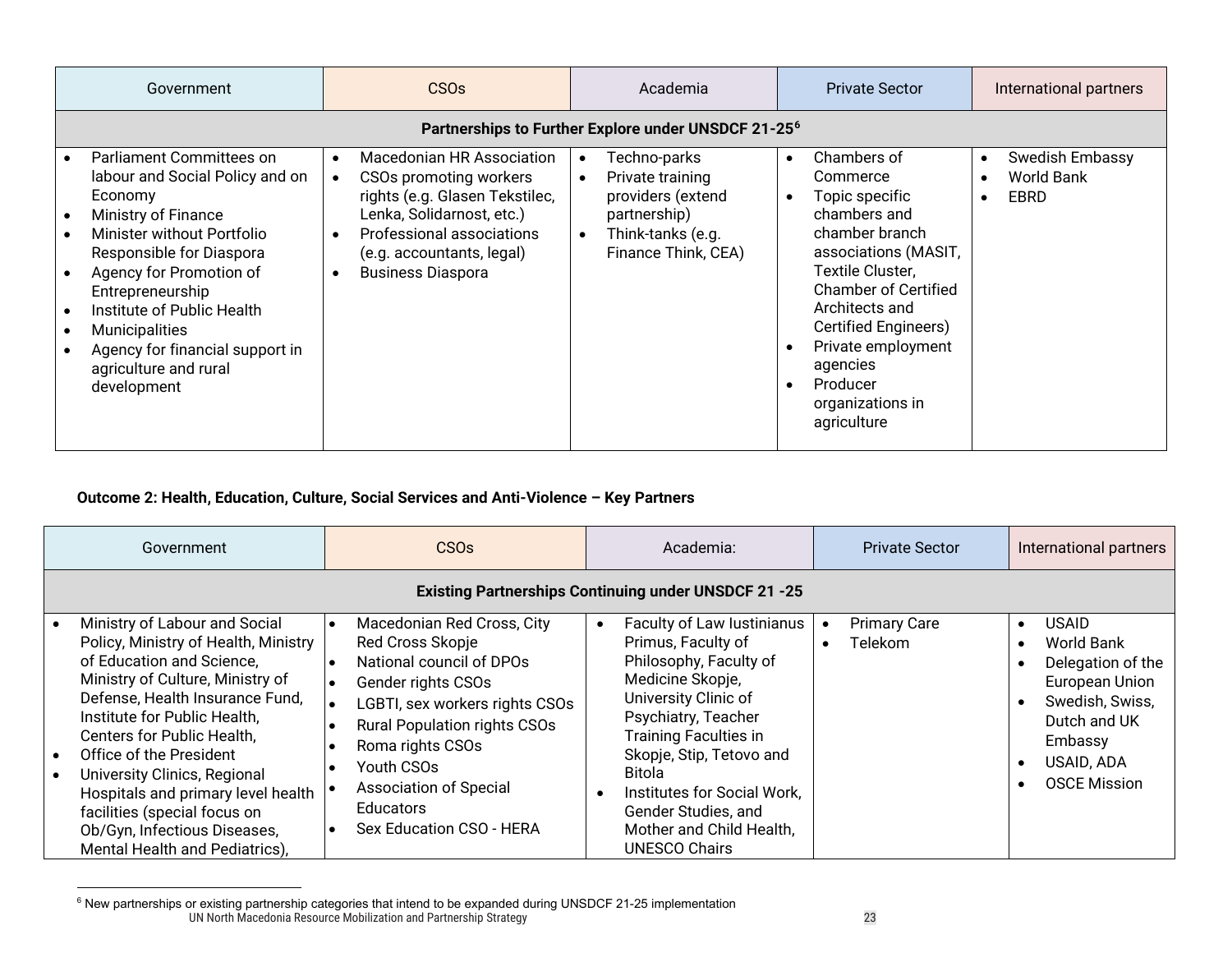| Government | CSOs | Academia | Private Sector | International partners |
| --- | --- | --- | --- | --- |
| **Partnerships to Further Explore under UNSDCF 21-25[6]** | | | | |
| • Parliament Committees on labour and Social Policy and on Economy<br>• Ministry of Finance<br>• Minister without Portfolio Responsible for Diaspora<br>• Agency for Promotion of Entrepreneurship<br>• Institute of Public Health<br>• Municipalities<br>• Agency for financial support in agriculture and rural development | • Macedonian HR Association<br>• CSOs promoting workers rights (e.g. Glasen Tekstilec, Lenka, Solidarnost, etc.)<br>• Professional associations (e.g. accountants, legal)<br>• Business Diaspora | • Techno-parks<br>• Private training providers (extend partnership)<br>• Think-tanks (e.g. Finance Think, CEA) | • Chambers of Commerce<br>• Topic specific chambers and chamber branch associations (MASIT, Textile Cluster, Chamber of Certified Architects and Certified Engineers)<br>• Private employment agencies<br>• Producer organizations in agriculture | • Swedish Embassy<br>• World Bank<br>• EBRD |

**Outcome 2: Health, Education, Culture, Social Services and Anti-Violence – Key Partners**

| Government | CSOs | Academia: | Private Sector | International partners |
| --- | --- | --- | --- | --- |
| **Existing Partnerships Continuing under UNSDCF 21 -25** | | | | |
| • Ministry of Labour and Social Policy, Ministry of Health, Ministry of Education and Science, Ministry of Culture, Ministry of Defense, Health Insurance Fund, Institute for Public Health, Centers for Public Health,<br>• Office of the President<br>• University Clinics, Regional Hospitals and primary level health facilities (special focus on Ob/Gyn, Infectious Diseases, Mental Health and Pediatrics), | • Macedonian Red Cross, City Red Cross Skopje<br>• National council of DPOs<br>• Gender rights CSOs<br>• LGBTI, sex workers rights CSOs<br>• Rural Population rights CSOs<br>• Roma rights CSOs<br>• Youth CSOs<br>• Association of Special Educators<br>• Sex Education CSO - HERA | • Faculty of Law Iustinianus Primus, Faculty of Philosophy, Faculty of Medicine Skopje, University Clinic of Psychiatry, Teacher Training Faculties in Skopje, Stip, Tetovo and Bitola<br>• Institutes for Social Work, Gender Studies, and Mother and Child Health, UNESCO Chairs | • Primary Care<br>• Telekom | • USAID<br>• World Bank<br>• Delegation of the European Union<br>• Swedish, Swiss, Dutch and UK Embassy<br>• USAID, ADA<br>• OSCE Mission |

[6] New partnerships or existing partnership categories that intend to be expanded during UNSDCF 21-25 implementation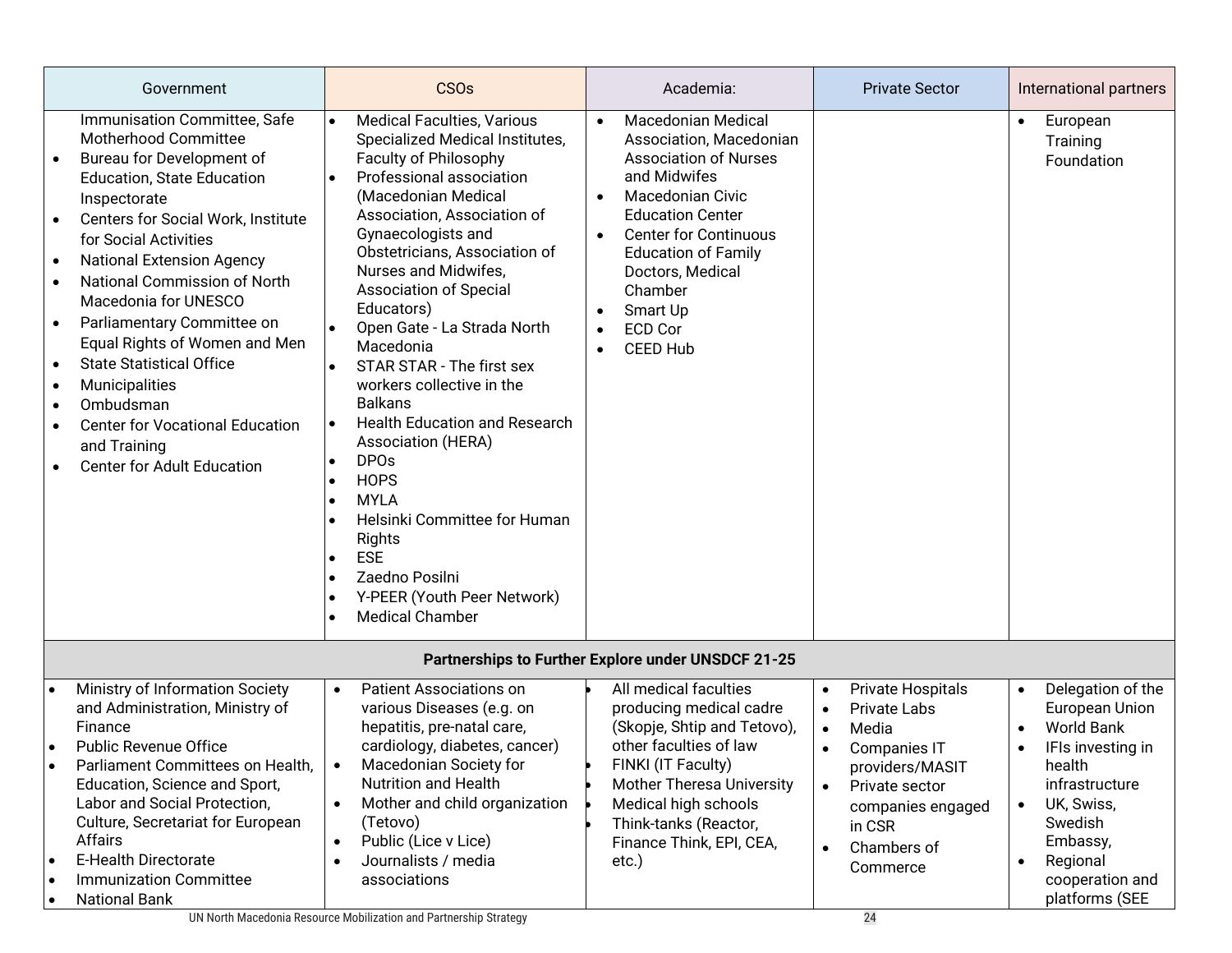| Government | CSOs | Academia: | Private Sector | International partners |
|---|---|---|---|---|
| Immunisation Committee, Safe Motherhood Committee<br>• Bureau for Development of Education, State Education Inspectorate<br>• Centers for Social Work, Institute for Social Activities<br>• National Extension Agency<br>• National Commission of North Macedonia for UNESCO<br>• Parliamentary Committee on Equal Rights of Women and Men<br>• State Statistical Office<br>• Municipalities<br>• Ombudsman<br>• Center for Vocational Education and Training<br>• Center for Adult Education | • Medical Faculties, Various Specialized Medical Institutes, Faculty of Philosophy<br>• Professional association (Macedonian Medical Association, Association of Gynaecologists and Obstetricians, Association of Nurses and Midwifes, Association of Special Educators)<br>• Open Gate - La Strada North Macedonia<br>• STAR STAR - The first sex workers collective in the Balkans<br>• Health Education and Research Association (HERA)<br>• DPOs<br>• HOPS<br>• MYLA<br>• Helsinki Committee for Human Rights<br>• ESE<br>• Zaedno Posilni<br>• Y-PEER (Youth Peer Network)<br>• Medical Chamber | • Macedonian Medical Association, Macedonian Association of Nurses and Midwifes<br>• Macedonian Civic Education Center<br>• Center for Continuous Education of Family Doctors, Medical Chamber<br>• Smart Up<br>• ECD Cor<br>• CEED Hub | | • European Training Foundation |
| **Partnerships to Further Explore under UNSDCF 21-25** | | | | |
| • Ministry of Information Society and Administration, Ministry of Finance<br>• Public Revenue Office<br>• Parliament Committees on Health, Education, Science and Sport, Labor and Social Protection, Culture, Secretariat for European Affairs<br>• E-Health Directorate<br>• Immunization Committee<br>• National Bank | • Patient Associations on various Diseases (e.g. on hepatitis, pre-natal care, cardiology, diabetes, cancer)<br>• Macedonian Society for Nutrition and Health<br>• Mother and child organization (Tetovo)<br>• Public (Lice v Lice)<br>• Journalists / media associations | • All medical faculties producing medical cadre (Skopje, Shtip and Tetovo), other faculties of law<br>• FINKI (IT Faculty)<br>• Mother Theresa University<br>• Medical high schools<br>• Think-tanks (Reactor, Finance Think, EPI, CEA, etc.) | • Private Hospitals<br>• Private Labs<br>• Media<br>• Companies IT providers/MASIT<br>• Private sector companies engaged in CSR<br>• Chambers of Commerce | • Delegation of the European Union<br>• World Bank<br>• IFIs investing in health infrastructure<br>• UK, Swiss, Swedish Embassy,<br>• Regional cooperation and platforms (SEE |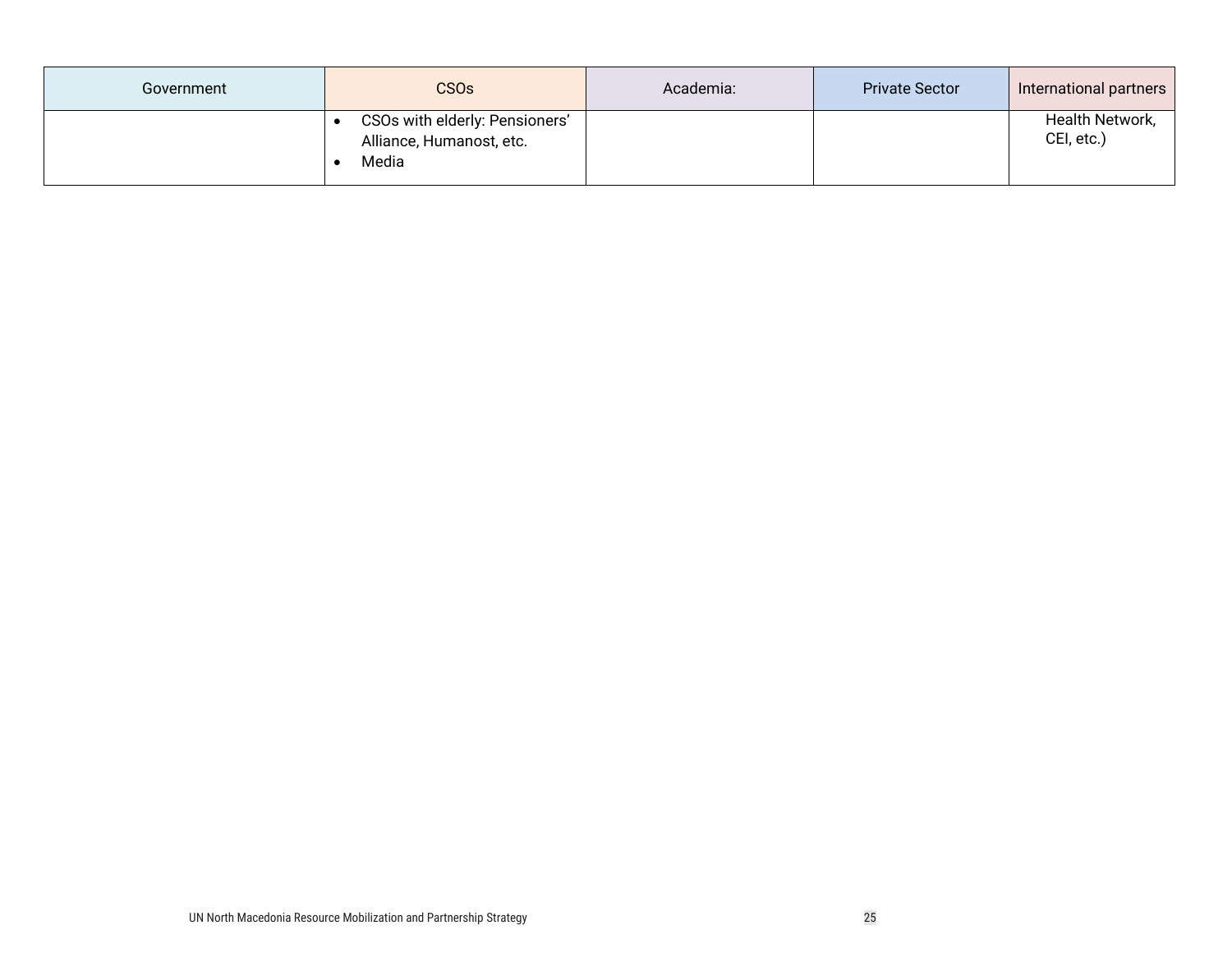| Government | CSOs | Academia: | Private Sector | International partners |
|---|---|---|---|---|
| | • CSOs with elderly: Pensioners' Alliance, Humanost, etc.<br>• Media | | | Health Network, CEI, etc.) |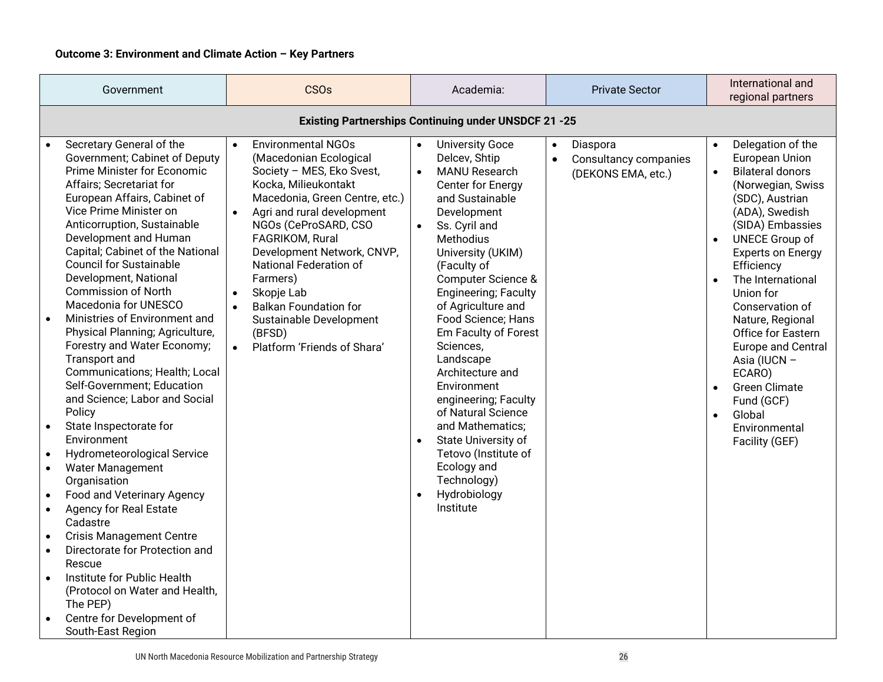**Outcome 3: Environment and Climate Action – Key Partners**

| Government | CSOs | Academia: | Private Sector | International and regional partners |
|---|---|---|---|---|
| **Existing Partnerships Continuing under UNSDCF 21 -25** | | | | |
| • Secretary General of the Government; Cabinet of Deputy Prime Minister for Economic Affairs; Secretariat for European Affairs, Cabinet of Vice Prime Minister on Anticorruption, Sustainable Development and Human Capital; Cabinet of the National Council for Sustainable Development, National Commission of North Macedonia for UNESCO<br>• Ministries of Environment and Physical Planning; Agriculture, Forestry and Water Economy; Transport and Communications; Health; Local Self-Government; Education and Science; Labor and Social Policy<br>• State Inspectorate for Environment<br>• Hydrometeorological Service<br>• Water Management Organisation<br>• Food and Veterinary Agency<br>• Agency for Real Estate Cadastre<br>• Crisis Management Centre<br>• Directorate for Protection and Rescue<br>• Institute for Public Health (Protocol on Water and Health, The PEP)<br>• Centre for Development of South-East Region | • Environmental NGOs (Macedonian Ecological Society – MES, Eko Svest, Kocka, Milieukontakt Macedonia, Green Centre, etc.)<br>• Agri and rural development NGOs (CeProSARD, CSO FAGRIKOM, Rural Development Network, CNVP, National Federation of Farmers)<br>• Skopje Lab<br>• Balkan Foundation for Sustainable Development (BFSD)<br>• Platform 'Friends of Shara' | • University Goce Delcev, Shtip<br>• MANU Research Center for Energy and Sustainable Development<br>• Ss. Cyril and Methodius University (UKIM) (Faculty of Computer Science & Engineering; Faculty of Agriculture and Food Science; Hans Em Faculty of Forest Sciences, Landscape Architecture and Environment engineering; Faculty of Natural Science and Mathematics;<br>• State University of Tetovo (Institute of Ecology and Technology)<br>• Hydrobiology Institute | • Diaspora<br>• Consultancy companies (DEKONS EMA, etc.) | • Delegation of the European Union<br>• Bilateral donors (Norwegian, Swiss (SDC), Austrian (ADA), Swedish (SIDA) Embassies<br>• UNECE Group of Experts on Energy Efficiency<br>• The International Union for Conservation of Nature, Regional Office for Eastern Europe and Central Asia (IUCN – ECARO)<br>• Green Climate Fund (GCF)<br>• Global Environmental Facility (GEF) |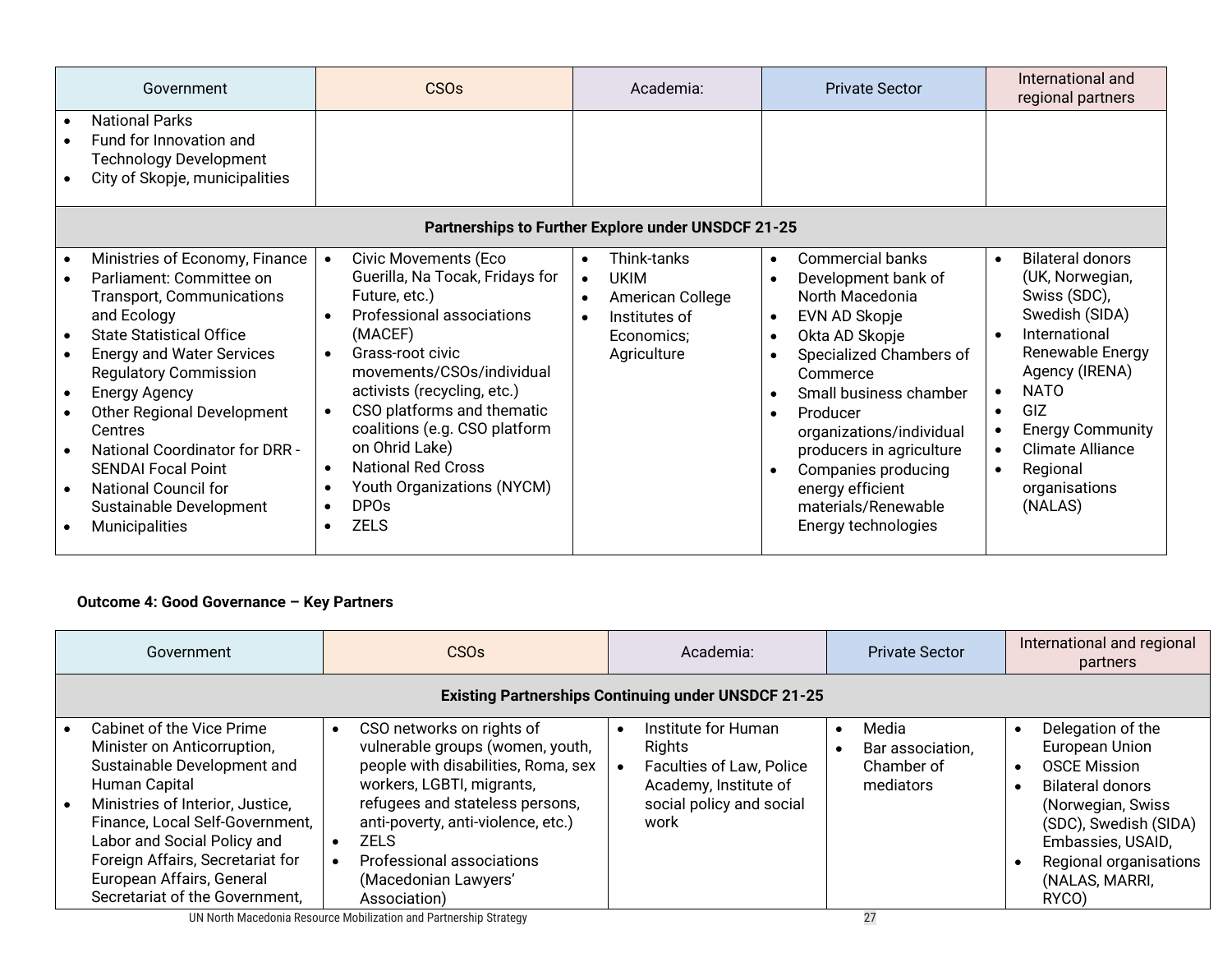| Government | CSOs | Academia: | Private Sector | International and regional partners |
|---|---|---|---|---|
| • National Parks<br>• Fund for Innovation and Technology Development<br>• City of Skopje, municipalities | | | | |
| **Partnerships to Further Explore under UNSDCF 21-25** | | | | |
| • Ministries of Economy, Finance<br>• Parliament: Committee on Transport, Communications and Ecology<br>• State Statistical Office<br>• Energy and Water Services Regulatory Commission<br>• Energy Agency<br>• Other Regional Development Centres<br>• National Coordinator for DRR - SENDAI Focal Point<br>• National Council for Sustainable Development<br>• Municipalities | • Civic Movements (Eco Guerilla, Na Tocak, Fridays for Future, etc.)<br>• Professional associations (MACEF)<br>• Grass-root civic movements/CSOs/individual activists (recycling, etc.)<br>• CSO platforms and thematic coalitions (e.g. CSO platform on Ohrid Lake)<br>• National Red Cross<br>• Youth Organizations (NYCM)<br>• DPOs<br>• ZELS | • Think-tanks<br>• UKIM<br>• American College<br>• Institutes of Economics; Agriculture | • Commercial banks<br>• Development bank of North Macedonia<br>• EVN AD Skopje<br>• Okta AD Skopje<br>• Specialized Chambers of Commerce<br>• Small business chamber<br>• Producer organizations/individual producers in agriculture<br>• Companies producing energy efficient materials/Renewable Energy technologies | • Bilateral donors (UK, Norwegian, Swiss (SDC), Swedish (SIDA)<br>• International Renewable Energy Agency (IRENA)<br>• NATO<br>• GIZ<br>• Energy Community<br>• Climate Alliance<br>• Regional organisations (NALAS) |

**Outcome 4: Good Governance – Key Partners**

| Government | CSOs | Academia: | Private Sector | International and regional partners |
|---|---|---|---|---|
| **Existing Partnerships Continuing under UNSDCF 21-25** | | | | |
| • Cabinet of the Vice Prime Minister on Anticorruption, Sustainable Development and Human Capital<br>• Ministries of Interior, Justice, Finance, Local Self-Government, Labor and Social Policy and Foreign Affairs, Secretariat for European Affairs, General Secretariat of the Government, | • CSO networks on rights of vulnerable groups (women, youth, people with disabilities, Roma, sex workers, LGBTI, migrants, refugees and stateless persons, anti-poverty, anti-violence, etc.)<br>• ZELS<br>• Professional associations (Macedonian Lawyers' Association) | • Institute for Human Rights<br>• Faculties of Law, Police Academy, Institute of social policy and social work | • Media<br>• Bar association, Chamber of mediators | • Delegation of the European Union<br>• OSCE Mission<br>• Bilateral donors (Norwegian, Swiss (SDC), Swedish (SIDA) Embassies, USAID,<br>• Regional organisations (NALAS, MARRI, RYCO) |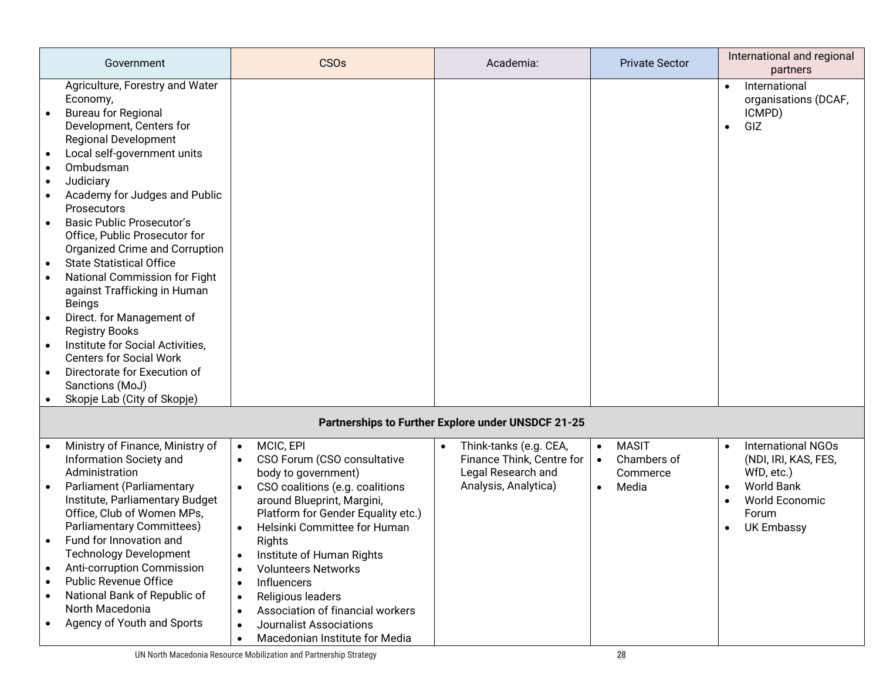| Government | CSOs | Academia: | Private Sector | International and regional partners |
|---|---|---|---|---|
| Agriculture, Forestry and Water Economy,<br>• Bureau for Regional Development, Centers for Regional Development<br>• Local self-government units<br>• Ombudsman<br>• Judiciary<br>• Academy for Judges and Public Prosecutors<br>• Basic Public Prosecutor's Office, Public Prosecutor for Organized Crime and Corruption<br>• State Statistical Office<br>• National Commission for Fight against Trafficking in Human Beings<br>• Direct. for Management of Registry Books<br>• Institute for Social Activities, Centers for Social Work<br>• Directorate for Execution of Sanctions (MoJ)<br>• Skopje Lab (City of Skopje) | | | | • International organisations (DCAF, ICMPD)<br>• GIZ |
| **Partnerships to Further Explore under UNSDCF 21-25** | | | | |
| • Ministry of Finance, Ministry of Information Society and Administration<br>• Parliament (Parliamentary Institute, Parliamentary Budget Office, Club of Women MPs, Parliamentary Committees)<br>• Fund for Innovation and Technology Development<br>• Anti-corruption Commission<br>• Public Revenue Office<br>• National Bank of Republic of North Macedonia<br>• Agency of Youth and Sports | • MCIC, EPI<br>• CSO Forum (CSO consultative body to government)<br>• CSO coalitions (e.g. coalitions around Blueprint, Margini, Platform for Gender Equality etc.)<br>• Helsinki Committee for Human Rights<br>• Institute of Human Rights<br>• Volunteers Networks<br>• Influencers<br>• Religious leaders<br>• Association of financial workers<br>• Journalist Associations<br>• Macedonian Institute for Media | • Think-tanks (e.g. CEA, Finance Think, Centre for Legal Research and Analysis, Analytica) | • MASIT<br>• Chambers of Commerce<br>• Media | • International NGOs (NDI, IRI, KAS, FES, WfD, etc.)<br>• World Bank<br>• World Economic Forum<br>• UK Embassy |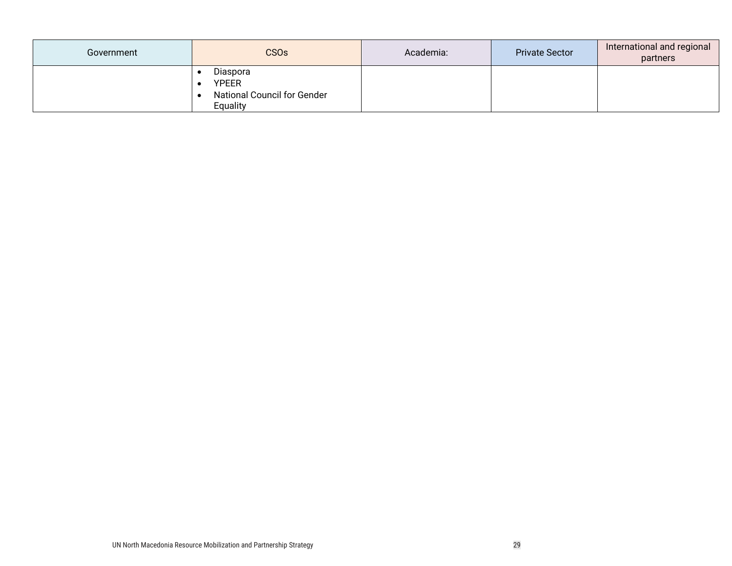| Government | CSOs | Academia: | Private Sector | International and regional partners |
|---|---|---|---|---|
| | • Diaspora<br>• YPEER<br>• National Council for Gender Equality | | | |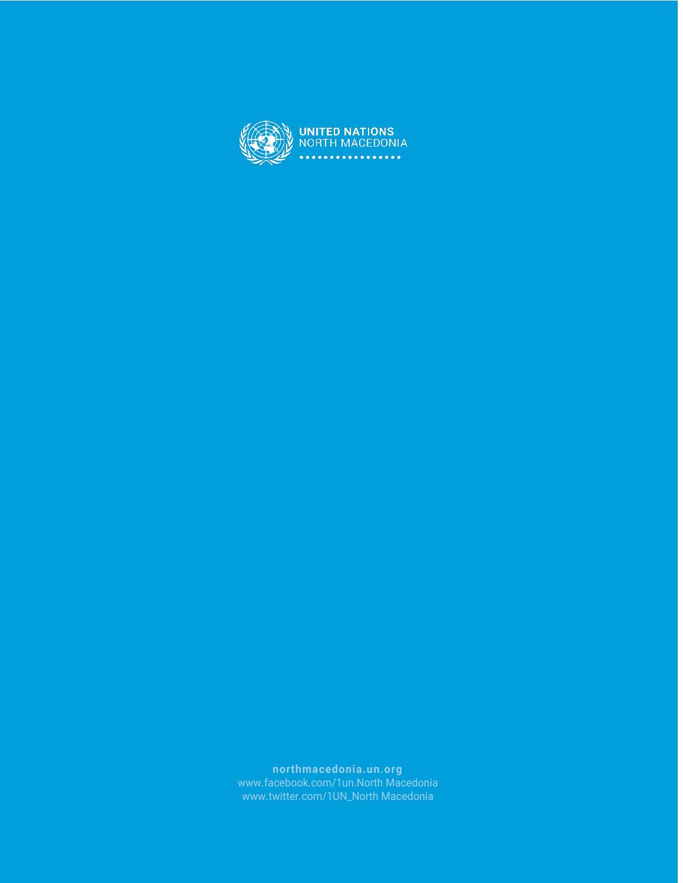UNITED NATIONS
NORTH MACEDONIA

**northmacedonia.un.org**
www.facebook.com/1un.North Macedonia
www.twitter.com/1UN_North Macedonia